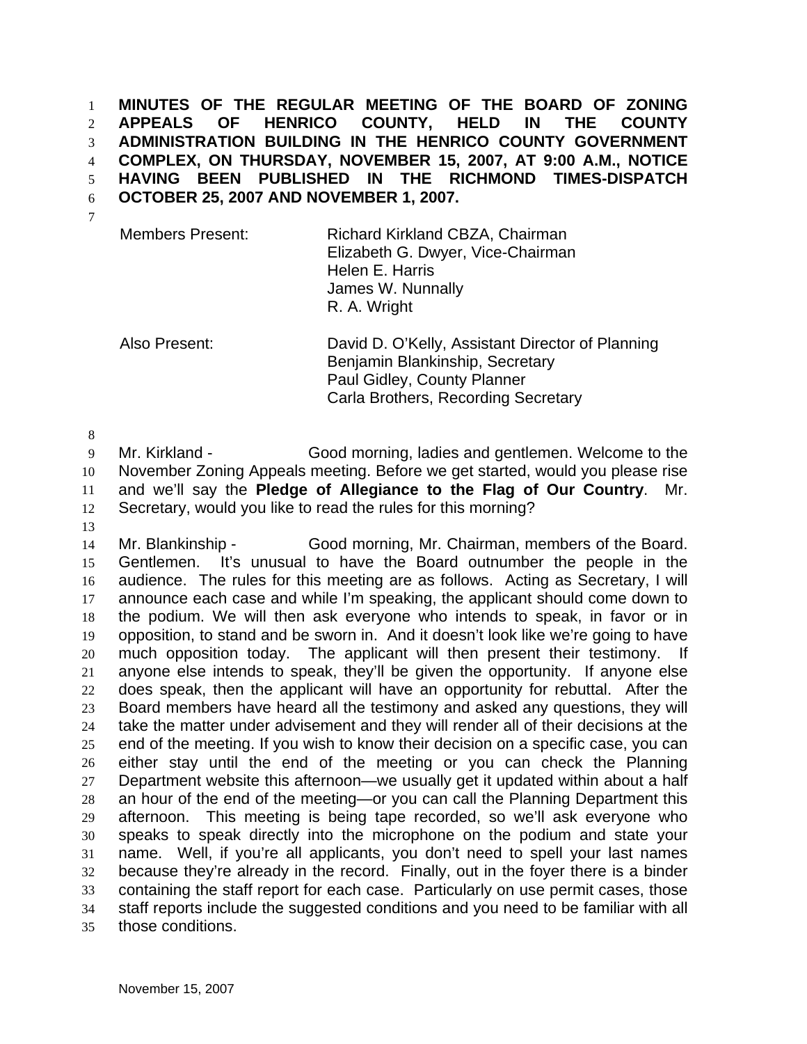**MINUTES OF THE REGULAR MEETING OF THE BOARD OF ZONING APPEALS OF HENRICO COUNTY, HELD IN THE COUNTY ADMINISTRATION BUILDING IN THE HENRICO COUNTY GOVERNMENT COMPLEX, ON THURSDAY, NOVEMBER 15, 2007, AT 9:00 A.M., NOTICE HAVING BEEN PUBLISHED IN THE RICHMOND TIMES-DISPATCH OCTOBER 25, 2007 AND NOVEMBER 1, 2007.**

| | |
|---|---|
| Members Present: | Richard Kirkland CBZA, Chairman<br>Elizabeth G. Dwyer, Vice-Chairman<br>Helen E. Harris<br>James W. Nunnally<br>R. A. Wright |
| Also Present: | David D. O'Kelly, Assistant Director of Planning<br>Benjamin Blankinship, Secretary<br>Paul Gidley, County Planner<br>Carla Brothers, Recording Secretary |

Mr. Kirkland - Good morning, ladies and gentlemen. Welcome to the November Zoning Appeals meeting. Before we get started, would you please rise and we'll say the **Pledge of Allegiance to the Flag of Our Country**. Mr. Secretary, would you like to read the rules for this morning?

Mr. Blankinship - Good morning, Mr. Chairman, members of the Board. Gentlemen. It's unusual to have the Board outnumber the people in the audience. The rules for this meeting are as follows. Acting as Secretary, I will announce each case and while I'm speaking, the applicant should come down to the podium. We will then ask everyone who intends to speak, in favor or in opposition, to stand and be sworn in. And it doesn't look like we're going to have much opposition today. The applicant will then present their testimony. If anyone else intends to speak, they'll be given the opportunity. If anyone else does speak, then the applicant will have an opportunity for rebuttal. After the Board members have heard all the testimony and asked any questions, they will take the matter under advisement and they will render all of their decisions at the end of the meeting. If you wish to know their decision on a specific case, you can either stay until the end of the meeting or you can check the Planning Department website this afternoon—we usually get it updated within about a half an hour of the end of the meeting—or you can call the Planning Department this afternoon. This meeting is being tape recorded, so we'll ask everyone who speaks to speak directly into the microphone on the podium and state your name. Well, if you're all applicants, you don't need to spell your last names because they're already in the record. Finally, out in the foyer there is a binder containing the staff report for each case. Particularly on use permit cases, those staff reports include the suggested conditions and you need to be familiar with all those conditions.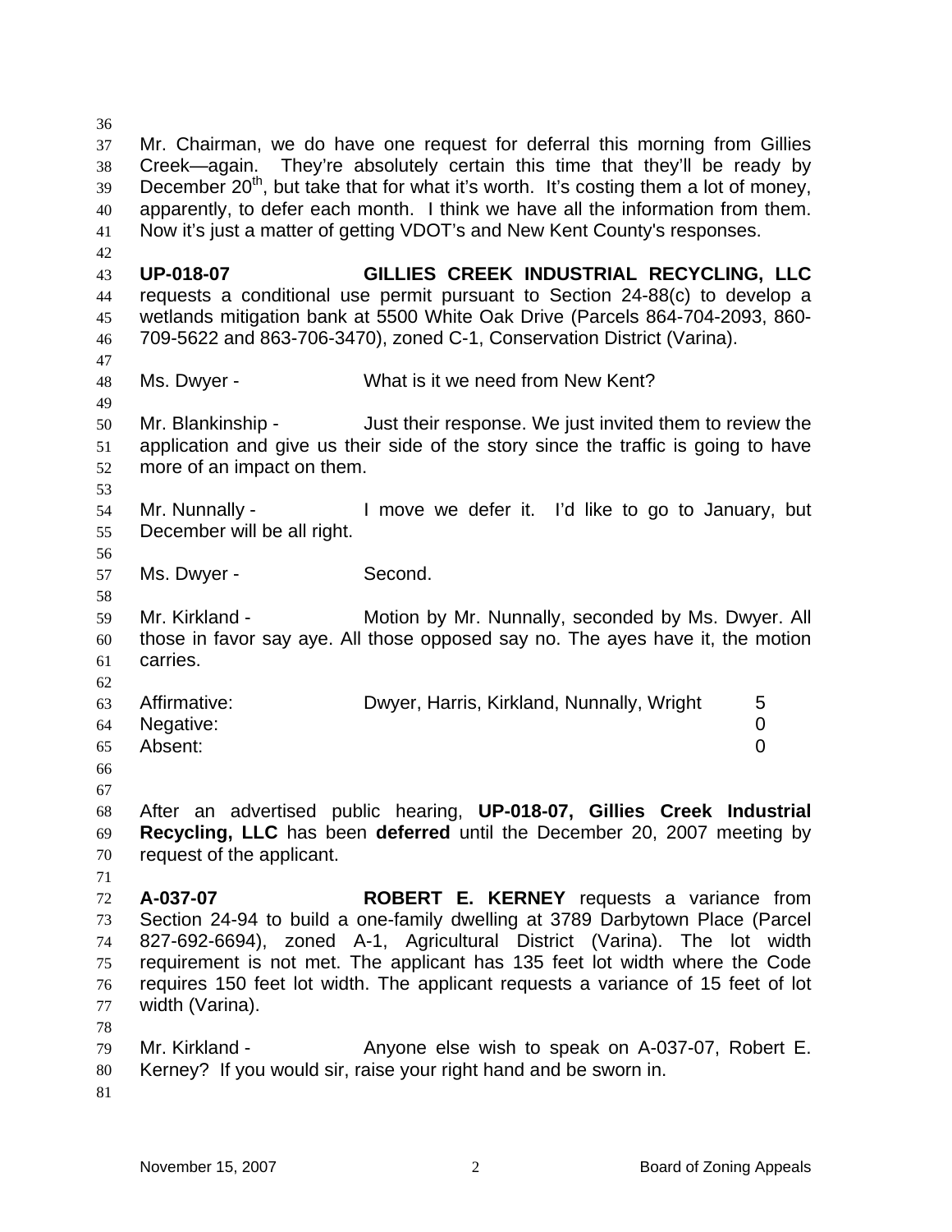Mr. Chairman, we do have one request for deferral this morning from Gillies Creek—again. They're absolutely certain this time that they'll be ready by December 20th, but take that for what it's worth. It's costing them a lot of money, apparently, to defer each month. I think we have all the information from them. Now it's just a matter of getting VDOT's and New Kent County's responses.

**UP-018-07 GILLIES CREEK INDUSTRIAL RECYCLING, LLC** requests a conditional use permit pursuant to Section 24-88(c) to develop a wetlands mitigation bank at 5500 White Oak Drive (Parcels 864-704-2093, 860-709-5622 and 863-706-3470), zoned C-1, Conservation District (Varina).

Ms. Dwyer - What is it we need from New Kent?

Mr. Blankinship - Just their response. We just invited them to review the application and give us their side of the story since the traffic is going to have more of an impact on them.

Mr. Nunnally - I move we defer it. I'd like to go to January, but December will be all right.

Ms. Dwyer - Second.

Mr. Kirkland - Motion by Mr. Nunnally, seconded by Ms. Dwyer. All those in favor say aye. All those opposed say no. The ayes have it, the motion carries.

| | | |
|---|---|---|
| Affirmative: | Dwyer, Harris, Kirkland, Nunnally, Wright | 5 |
| Negative: | | 0 |
| Absent: | | 0 |

After an advertised public hearing, **UP-018-07, Gillies Creek Industrial Recycling, LLC** has been **deferred** until the December 20, 2007 meeting by request of the applicant.

**A-037-07 ROBERT E. KERNEY** requests a variance from Section 24-94 to build a one-family dwelling at 3789 Darbytown Place (Parcel 827-692-6694), zoned A-1, Agricultural District (Varina). The lot width requirement is not met. The applicant has 135 feet lot width where the Code requires 150 feet lot width. The applicant requests a variance of 15 feet of lot width (Varina).

Mr. Kirkland - Anyone else wish to speak on A-037-07, Robert E. Kerney? If you would sir, raise your right hand and be sworn in.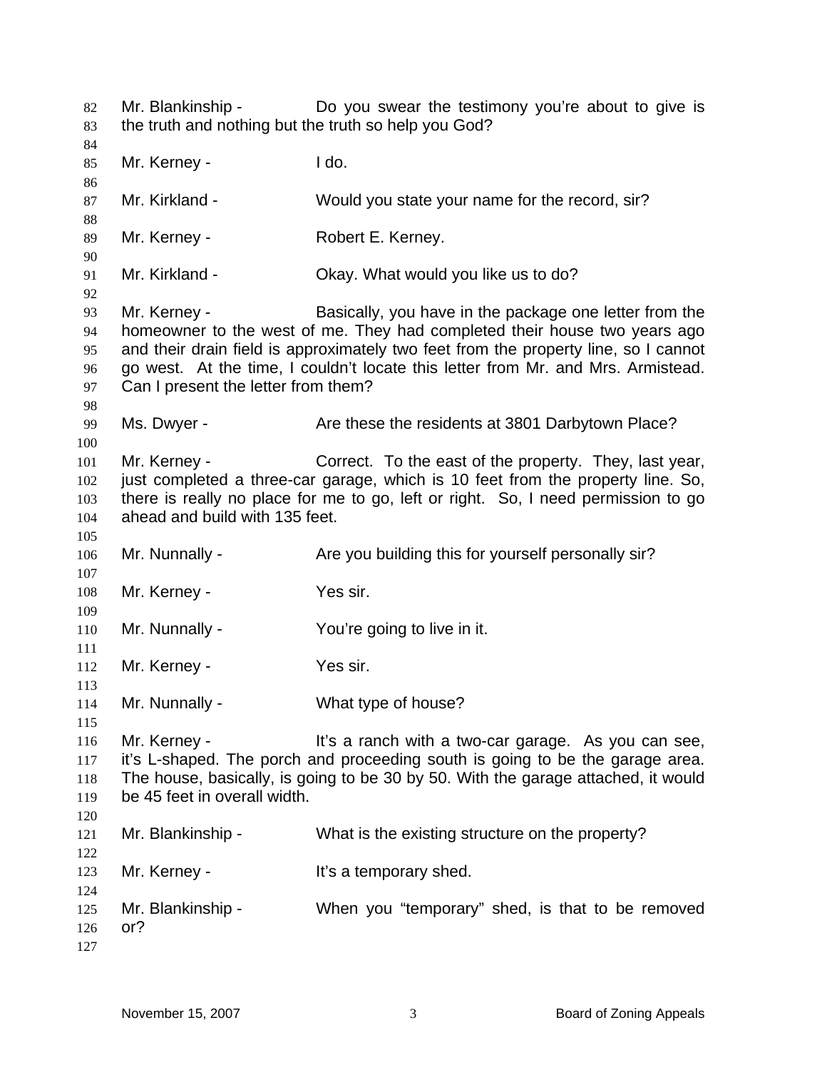Mr. Blankinship - Do you swear the testimony you're about to give is the truth and nothing but the truth so help you God?

Mr. Kerney - I do.

Mr. Kirkland - Would you state your name for the record, sir?

Mr. Kerney - Robert E. Kerney.

Mr. Kirkland - Okay. What would you like us to do?

Mr. Kerney - Basically, you have in the package one letter from the homeowner to the west of me. They had completed their house two years ago and their drain field is approximately two feet from the property line, so I cannot go west. At the time, I couldn't locate this letter from Mr. and Mrs. Armistead. Can I present the letter from them?

Ms. Dwyer - Are these the residents at 3801 Darbytown Place?

Mr. Kerney - Correct. To the east of the property. They, last year, just completed a three-car garage, which is 10 feet from the property line. So, there is really no place for me to go, left or right. So, I need permission to go ahead and build with 135 feet.

Mr. Nunnally - Are you building this for yourself personally sir?

Mr. Kerney - Yes sir.

Mr. Nunnally - You're going to live in it.

Mr. Kerney - Yes sir.

Mr. Nunnally - What type of house?

Mr. Kerney - It's a ranch with a two-car garage. As you can see, it's L-shaped. The porch and proceeding south is going to be the garage area. The house, basically, is going to be 30 by 50. With the garage attached, it would be 45 feet in overall width.

Mr. Blankinship - What is the existing structure on the property?

Mr. Kerney - It's a temporary shed.

Mr. Blankinship - When you "temporary" shed, is that to be removed or?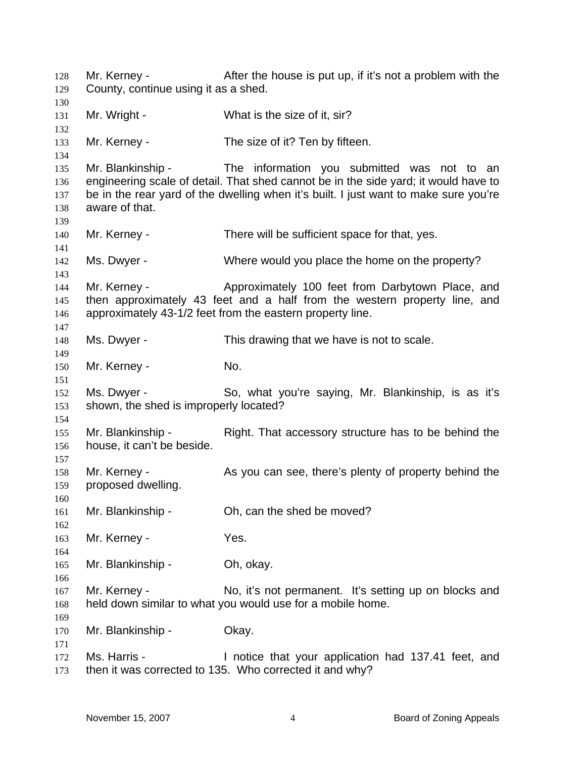Mr. Kerney - After the house is put up, if it's not a problem with the County, continue using it as a shed.

Mr. Wright - What is the size of it, sir?

Mr. Kerney - The size of it? Ten by fifteen.

Mr. Blankinship - The information you submitted was not to an engineering scale of detail. That shed cannot be in the side yard; it would have to be in the rear yard of the dwelling when it's built. I just want to make sure you're aware of that.

Mr. Kerney - There will be sufficient space for that, yes.

Ms. Dwyer - Where would you place the home on the property?

Mr. Kerney - Approximately 100 feet from Darbytown Place, and then approximately 43 feet and a half from the western property line, and approximately 43-1/2 feet from the eastern property line.

Ms. Dwyer - This drawing that we have is not to scale.

Mr. Kerney - No.

Ms. Dwyer - So, what you're saying, Mr. Blankinship, is as it's shown, the shed is improperly located?

Mr. Blankinship - Right. That accessory structure has to be behind the house, it can't be beside.

Mr. Kerney - As you can see, there's plenty of property behind the proposed dwelling.

Mr. Blankinship - Oh, can the shed be moved?

Mr. Kerney - Yes.

Mr. Blankinship - Oh, okay.

Mr. Kerney - No, it's not permanent. It's setting up on blocks and held down similar to what you would use for a mobile home.

Mr. Blankinship - Okay.

Ms. Harris - I notice that your application had 137.41 feet, and then it was corrected to 135. Who corrected it and why?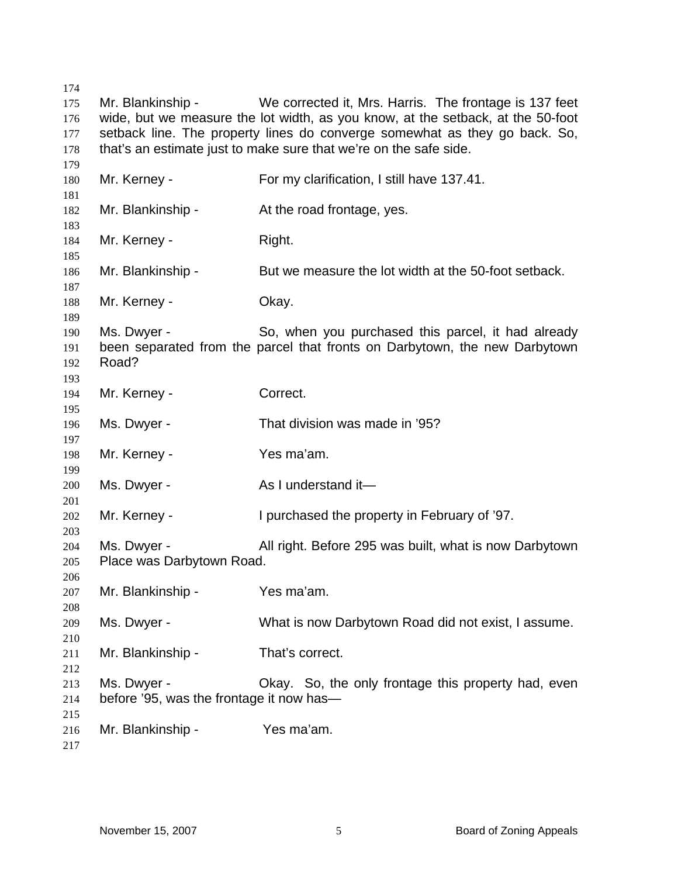Mr. Blankinship - We corrected it, Mrs. Harris. The frontage is 137 feet wide, but we measure the lot width, as you know, at the setback, at the 50-foot setback line. The property lines do converge somewhat as they go back. So, that's an estimate just to make sure that we're on the safe side.

Mr. Kerney - For my clarification, I still have 137.41.

Mr. Blankinship - At the road frontage, yes.

Mr. Kerney - Right.

Mr. Blankinship - But we measure the lot width at the 50-foot setback.

Mr. Kerney - Okay.

Ms. Dwyer - So, when you purchased this parcel, it had already been separated from the parcel that fronts on Darbytown, the new Darbytown Road?

Mr. Kerney - Correct.

Ms. Dwyer - That division was made in '95?

Mr. Kerney - Yes ma'am.

Ms. Dwyer - As I understand it—

Mr. Kerney - I purchased the property in February of '97.

Ms. Dwyer - All right. Before 295 was built, what is now Darbytown Place was Darbytown Road.

Mr. Blankinship - Yes ma'am.

Ms. Dwyer - What is now Darbytown Road did not exist, I assume.

Mr. Blankinship - That's correct.

Ms. Dwyer - Okay. So, the only frontage this property had, even before '95, was the frontage it now has—

Mr. Blankinship - Yes ma'am.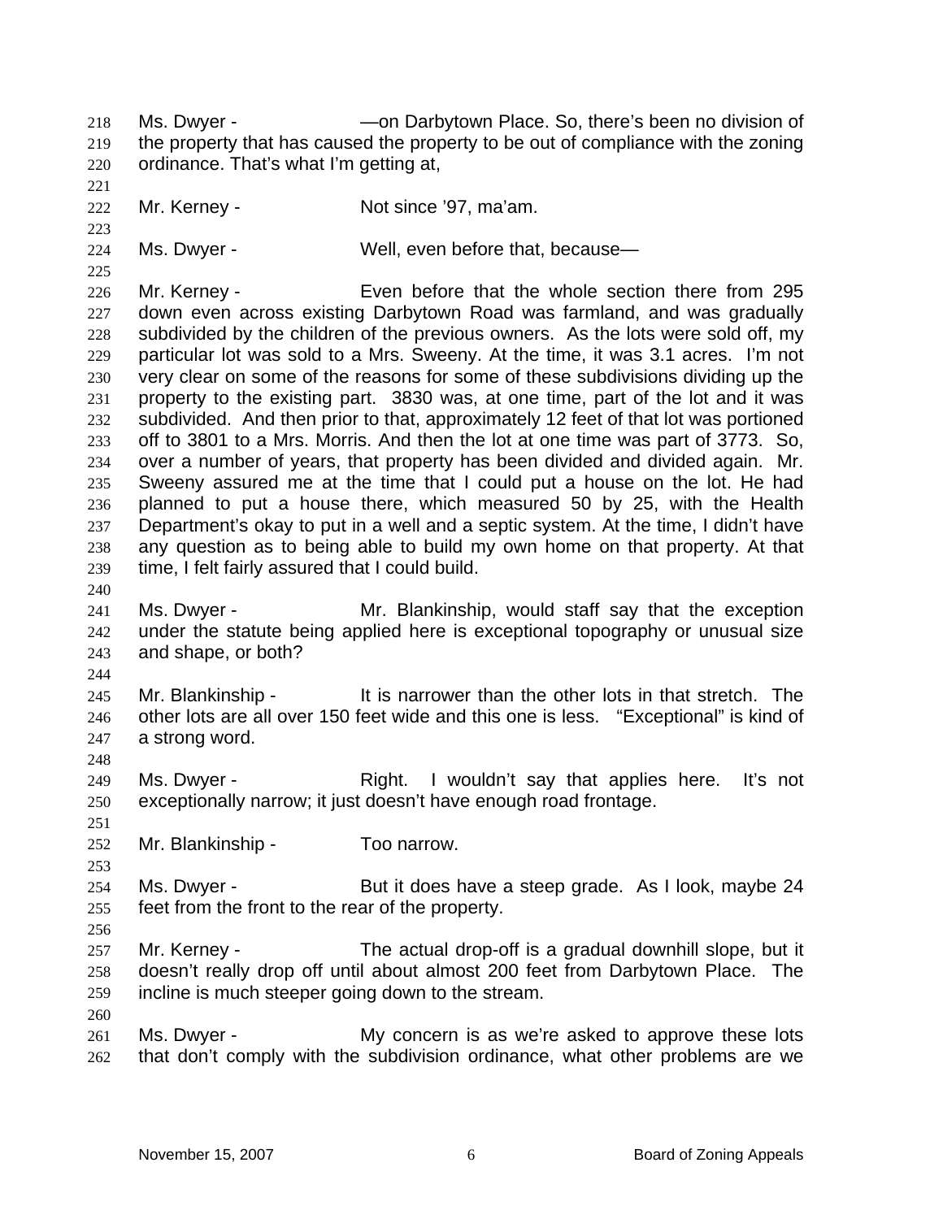Ms. Dwyer - —on Darbytown Place. So, there's been no division of the property that has caused the property to be out of compliance with the zoning ordinance. That's what I'm getting at,

Mr. Kerney - Not since '97, ma'am.

Ms. Dwyer - Well, even before that, because—

Mr. Kerney - Even before that the whole section there from 295 down even across existing Darbytown Road was farmland, and was gradually subdivided by the children of the previous owners. As the lots were sold off, my particular lot was sold to a Mrs. Sweeny. At the time, it was 3.1 acres. I'm not very clear on some of the reasons for some of these subdivisions dividing up the property to the existing part. 3830 was, at one time, part of the lot and it was subdivided. And then prior to that, approximately 12 feet of that lot was portioned off to 3801 to a Mrs. Morris. And then the lot at one time was part of 3773. So, over a number of years, that property has been divided and divided again. Mr. Sweeny assured me at the time that I could put a house on the lot. He had planned to put a house there, which measured 50 by 25, with the Health Department's okay to put in a well and a septic system. At the time, I didn't have any question as to being able to build my own home on that property. At that time, I felt fairly assured that I could build.

Ms. Dwyer - Mr. Blankinship, would staff say that the exception under the statute being applied here is exceptional topography or unusual size and shape, or both?

Mr. Blankinship - It is narrower than the other lots in that stretch. The other lots are all over 150 feet wide and this one is less. "Exceptional" is kind of a strong word.

Ms. Dwyer - Right. I wouldn't say that applies here. It's not exceptionally narrow; it just doesn't have enough road frontage.

Mr. Blankinship - Too narrow.

Ms. Dwyer - But it does have a steep grade. As I look, maybe 24 feet from the front to the rear of the property.

Mr. Kerney - The actual drop-off is a gradual downhill slope, but it doesn't really drop off until about almost 200 feet from Darbytown Place. The incline is much steeper going down to the stream.

Ms. Dwyer - My concern is as we're asked to approve these lots that don't comply with the subdivision ordinance, what other problems are we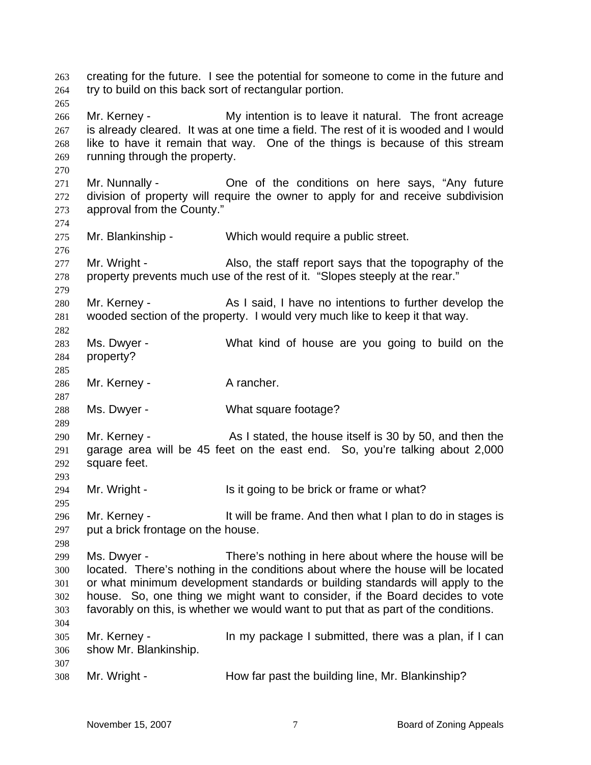creating for the future. I see the potential for someone to come in the future and try to build on this back sort of rectangular portion.

Mr. Kerney - My intention is to leave it natural. The front acreage is already cleared. It was at one time a field. The rest of it is wooded and I would like to have it remain that way. One of the things is because of this stream running through the property.

Mr. Nunnally - One of the conditions on here says, "Any future division of property will require the owner to apply for and receive subdivision approval from the County."

Mr. Blankinship - Which would require a public street.

Mr. Wright - Also, the staff report says that the topography of the property prevents much use of the rest of it. "Slopes steeply at the rear."

Mr. Kerney - As I said, I have no intentions to further develop the wooded section of the property. I would very much like to keep it that way.

Ms. Dwyer - What kind of house are you going to build on the property?

Mr. Kerney - A rancher.

Ms. Dwyer - What square footage?

Mr. Kerney - As I stated, the house itself is 30 by 50, and then the garage area will be 45 feet on the east end. So, you're talking about 2,000 square feet.

Mr. Wright - Is it going to be brick or frame or what?

Mr. Kerney - It will be frame. And then what I plan to do in stages is put a brick frontage on the house.

Ms. Dwyer - There's nothing in here about where the house will be located. There's nothing in the conditions about where the house will be located or what minimum development standards or building standards will apply to the house. So, one thing we might want to consider, if the Board decides to vote favorably on this, is whether we would want to put that as part of the conditions.

Mr. Kerney - In my package I submitted, there was a plan, if I can show Mr. Blankinship.

Mr. Wright - How far past the building line, Mr. Blankinship?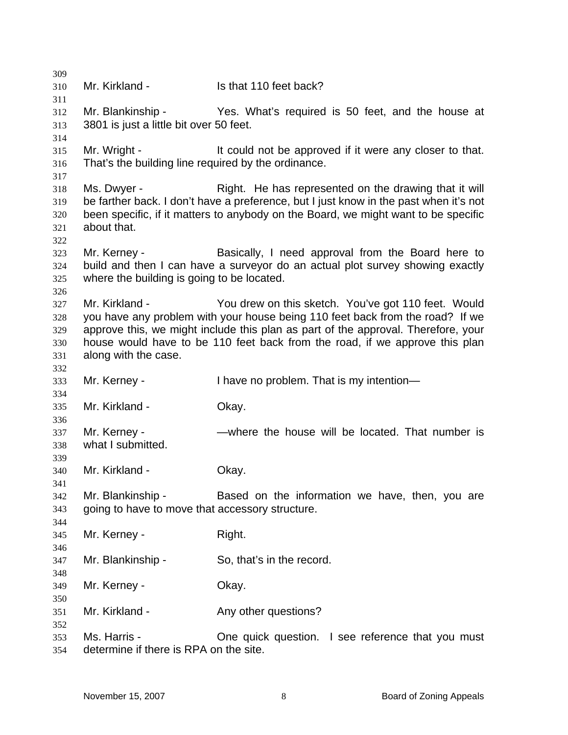Mr. Kirkland - Is that 110 feet back?

Mr. Blankinship - Yes. What's required is 50 feet, and the house at 3801 is just a little bit over 50 feet.

Mr. Wright - It could not be approved if it were any closer to that. That's the building line required by the ordinance.

Ms. Dwyer - Right. He has represented on the drawing that it will be farther back. I don't have a preference, but I just know in the past when it's not been specific, if it matters to anybody on the Board, we might want to be specific about that.

Mr. Kerney - Basically, I need approval from the Board here to build and then I can have a surveyor do an actual plot survey showing exactly where the building is going to be located.

Mr. Kirkland - You drew on this sketch. You've got 110 feet. Would you have any problem with your house being 110 feet back from the road? If we approve this, we might include this plan as part of the approval. Therefore, your house would have to be 110 feet back from the road, if we approve this plan along with the case.

Mr. Kerney - I have no problem. That is my intention—

Mr. Kirkland - Okay.

Mr. Kerney - —where the house will be located. That number is what I submitted.

Mr. Kirkland - Okay.

Mr. Blankinship - Based on the information we have, then, you are going to have to move that accessory structure.

Mr. Kerney - Right.

Mr. Blankinship - So, that's in the record.

Mr. Kerney - Okay.

Mr. Kirkland - Any other questions?

Ms. Harris - One quick question. I see reference that you must determine if there is RPA on the site.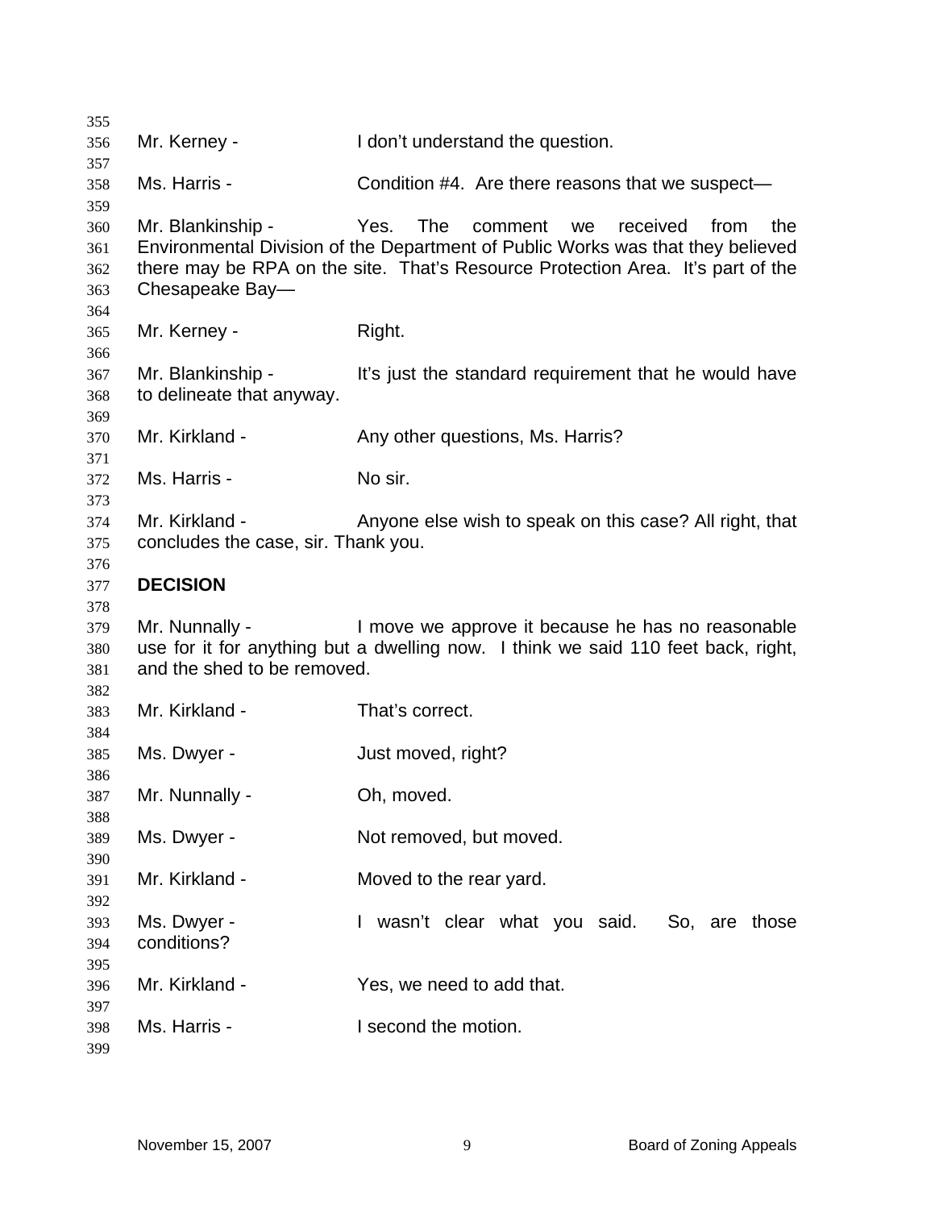Mr. Kerney - I don't understand the question.

Ms. Harris - Condition #4. Are there reasons that we suspect—

Mr. Blankinship - Yes. The comment we received from the Environmental Division of the Department of Public Works was that they believed there may be RPA on the site. That's Resource Protection Area. It's part of the Chesapeake Bay—

Mr. Kerney - Right.

Mr. Blankinship - It's just the standard requirement that he would have to delineate that anyway.

Mr. Kirkland - Any other questions, Ms. Harris?

Ms. Harris - No sir.

Mr. Kirkland - Anyone else wish to speak on this case? All right, that concludes the case, sir. Thank you.

**DECISION**

Mr. Nunnally - I move we approve it because he has no reasonable use for it for anything but a dwelling now. I think we said 110 feet back, right, and the shed to be removed.

Mr. Kirkland - That's correct.

Ms. Dwyer - Just moved, right?

Mr. Nunnally - Oh, moved.

Ms. Dwyer - Not removed, but moved.

Mr. Kirkland - Moved to the rear yard.

Ms. Dwyer - I wasn't clear what you said. So, are those conditions?

Mr. Kirkland - Yes, we need to add that.

Ms. Harris - I second the motion.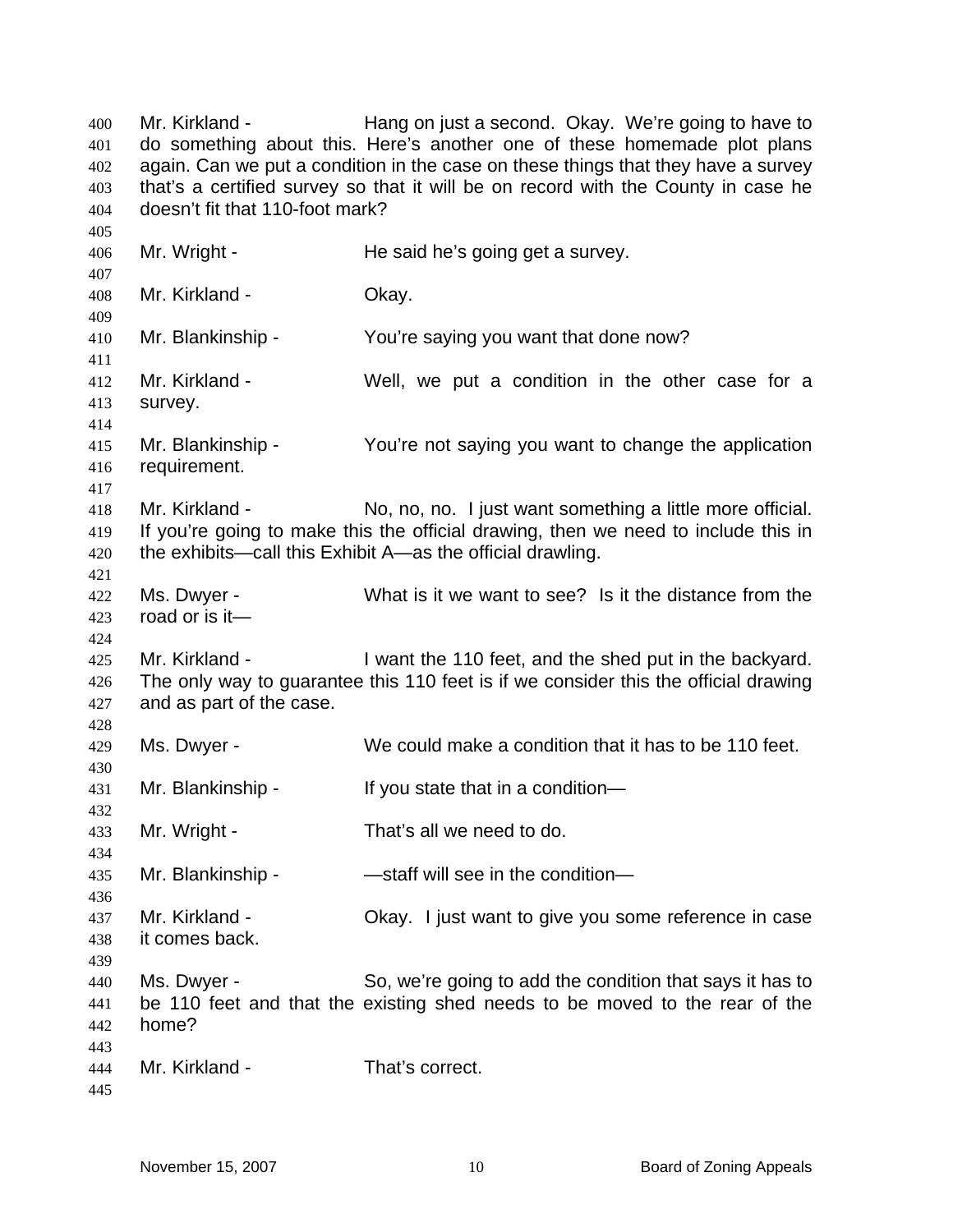Mr. Kirkland - Hang on just a second. Okay. We're going to have to do something about this. Here's another one of these homemade plot plans again. Can we put a condition in the case on these things that they have a survey that's a certified survey so that it will be on record with the County in case he doesn't fit that 110-foot mark?

Mr. Wright - He said he's going get a survey.

Mr. Kirkland - Okay.

Mr. Blankinship - You're saying you want that done now?

Mr. Kirkland - Well, we put a condition in the other case for a survey.

Mr. Blankinship - You're not saying you want to change the application requirement.

Mr. Kirkland - No, no, no. I just want something a little more official. If you're going to make this the official drawing, then we need to include this in the exhibits—call this Exhibit A—as the official drawling.

Ms. Dwyer - What is it we want to see? Is it the distance from the road or is it—

Mr. Kirkland - I want the 110 feet, and the shed put in the backyard. The only way to guarantee this 110 feet is if we consider this the official drawing and as part of the case.

Ms. Dwyer - We could make a condition that it has to be 110 feet.

Mr. Blankinship - If you state that in a condition—

Mr. Wright - That's all we need to do.

Mr. Blankinship - —staff will see in the condition—

Mr. Kirkland - Okay. I just want to give you some reference in case it comes back.

Ms. Dwyer - So, we're going to add the condition that says it has to be 110 feet and that the existing shed needs to be moved to the rear of the home?

Mr. Kirkland - That's correct.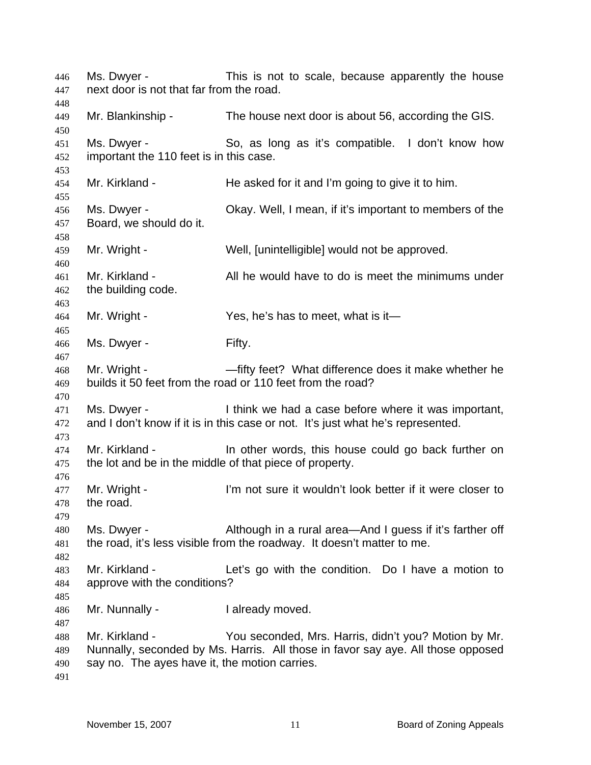Ms. Dwyer - This is not to scale, because apparently the house next door is not that far from the road.

Mr. Blankinship - The house next door is about 56, according the GIS.

Ms. Dwyer - So, as long as it's compatible. I don't know how important the 110 feet is in this case.

Mr. Kirkland - He asked for it and I'm going to give it to him.

Ms. Dwyer - Okay. Well, I mean, if it's important to members of the Board, we should do it.

Mr. Wright - Well, [unintelligible] would not be approved.

Mr. Kirkland - All he would have to do is meet the minimums under the building code.

Mr. Wright - Yes, he's has to meet, what is it—

Ms. Dwyer - Fifty.

Mr. Wright - —fifty feet? What difference does it make whether he builds it 50 feet from the road or 110 feet from the road?

Ms. Dwyer - I think we had a case before where it was important, and I don't know if it is in this case or not. It's just what he's represented.

Mr. Kirkland - In other words, this house could go back further on the lot and be in the middle of that piece of property.

Mr. Wright - I'm not sure it wouldn't look better if it were closer to the road.

Ms. Dwyer - Although in a rural area—And I guess if it's farther off the road, it's less visible from the roadway. It doesn't matter to me.

Mr. Kirkland - Let's go with the condition. Do I have a motion to approve with the conditions?

Mr. Nunnally - I already moved.

Mr. Kirkland - You seconded, Mrs. Harris, didn't you? Motion by Mr. Nunnally, seconded by Ms. Harris. All those in favor say aye. All those opposed say no. The ayes have it, the motion carries.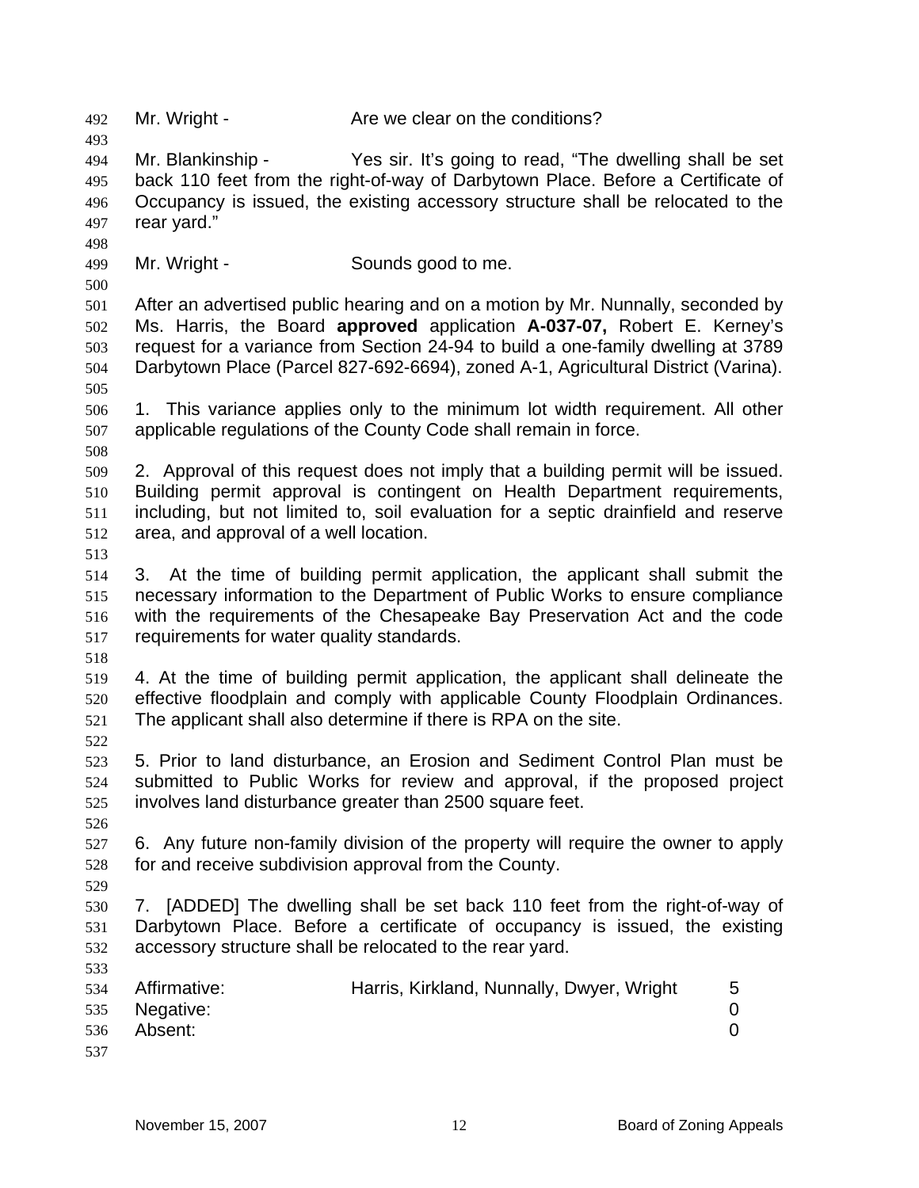Mr. Wright - Are we clear on the conditions?

Mr. Blankinship - Yes sir. It's going to read, "The dwelling shall be set back 110 feet from the right-of-way of Darbytown Place. Before a Certificate of Occupancy is issued, the existing accessory structure shall be relocated to the rear yard."

Mr. Wright - Sounds good to me.

After an advertised public hearing and on a motion by Mr. Nunnally, seconded by Ms. Harris, the Board **approved** application **A-037-07,** Robert E. Kerney's request for a variance from Section 24-94 to build a one-family dwelling at 3789 Darbytown Place (Parcel 827-692-6694), zoned A-1, Agricultural District (Varina).

1. This variance applies only to the minimum lot width requirement. All other applicable regulations of the County Code shall remain in force.

2. Approval of this request does not imply that a building permit will be issued. Building permit approval is contingent on Health Department requirements, including, but not limited to, soil evaluation for a septic drainfield and reserve area, and approval of a well location.

3. At the time of building permit application, the applicant shall submit the necessary information to the Department of Public Works to ensure compliance with the requirements of the Chesapeake Bay Preservation Act and the code requirements for water quality standards.

4. At the time of building permit application, the applicant shall delineate the effective floodplain and comply with applicable County Floodplain Ordinances. The applicant shall also determine if there is RPA on the site.

5. Prior to land disturbance, an Erosion and Sediment Control Plan must be submitted to Public Works for review and approval, if the proposed project involves land disturbance greater than 2500 square feet.

6. Any future non-family division of the property will require the owner to apply for and receive subdivision approval from the County.

7. [ADDED] The dwelling shall be set back 110 feet from the right-of-way of Darbytown Place. Before a certificate of occupancy is issued, the existing accessory structure shall be relocated to the rear yard.

| | | |
|---|---|---|
| Affirmative: | Harris, Kirkland, Nunnally, Dwyer, Wright | 5 |
| Negative: | | 0 |
| Absent: | | 0 |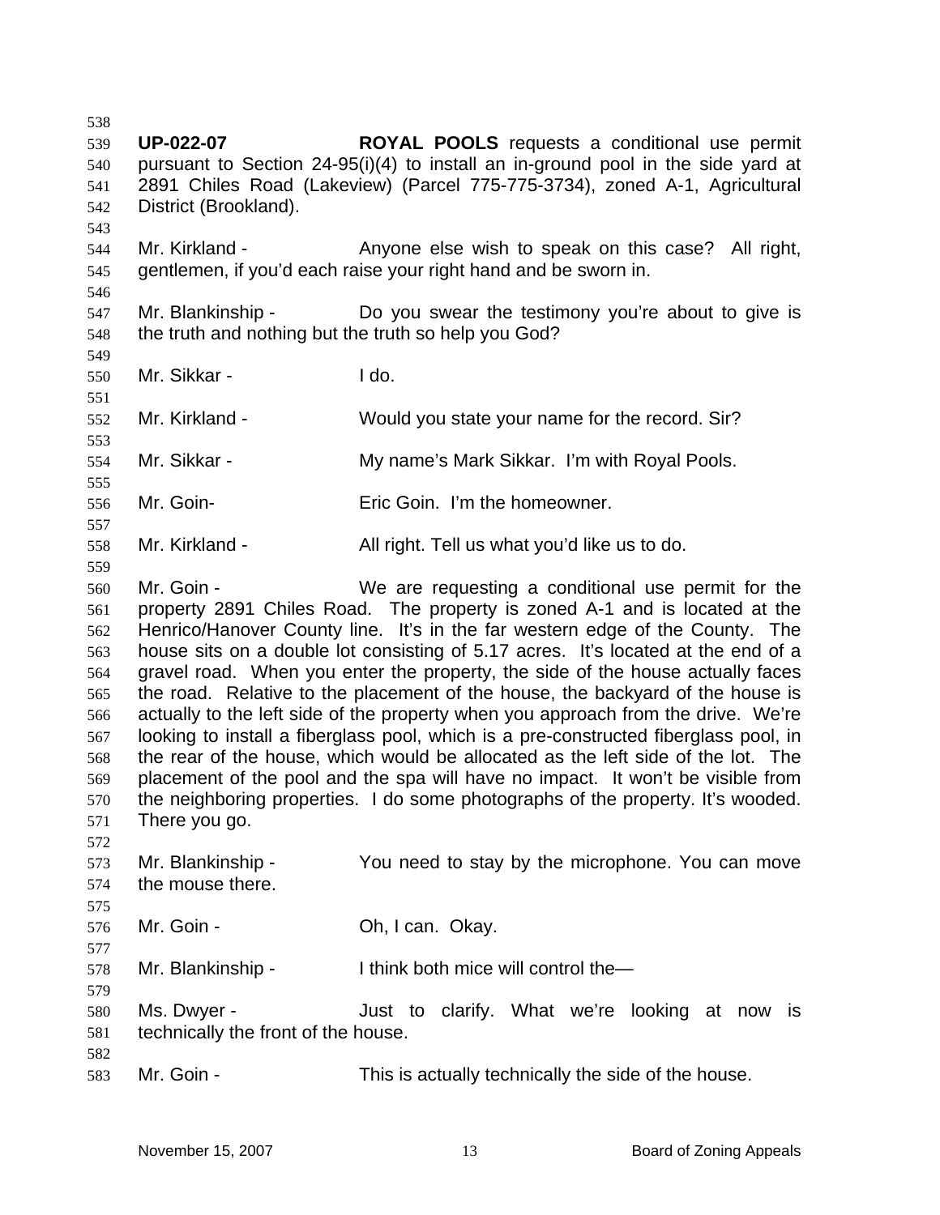**UP-022-07** **ROYAL POOLS** requests a conditional use permit pursuant to Section 24-95(i)(4) to install an in-ground pool in the side yard at 2891 Chiles Road (Lakeview) (Parcel 775-775-3734), zoned A-1, Agricultural District (Brookland).

Mr. Kirkland - Anyone else wish to speak on this case? All right, gentlemen, if you'd each raise your right hand and be sworn in.

Mr. Blankinship - Do you swear the testimony you're about to give is the truth and nothing but the truth so help you God?

Mr. Sikkar - I do.

Mr. Kirkland - Would you state your name for the record. Sir?

Mr. Sikkar - My name's Mark Sikkar. I'm with Royal Pools.

Mr. Goin- Eric Goin. I'm the homeowner.

Mr. Kirkland - All right. Tell us what you'd like us to do.

Mr. Goin - We are requesting a conditional use permit for the property 2891 Chiles Road. The property is zoned A-1 and is located at the Henrico/Hanover County line. It's in the far western edge of the County. The house sits on a double lot consisting of 5.17 acres. It's located at the end of a gravel road. When you enter the property, the side of the house actually faces the road. Relative to the placement of the house, the backyard of the house is actually to the left side of the property when you approach from the drive. We're looking to install a fiberglass pool, which is a pre-constructed fiberglass pool, in the rear of the house, which would be allocated as the left side of the lot. The placement of the pool and the spa will have no impact. It won't be visible from the neighboring properties. I do some photographs of the property. It's wooded. There you go.

Mr. Blankinship - You need to stay by the microphone. You can move the mouse there.

Mr. Goin - Oh, I can. Okay.

Mr. Blankinship - I think both mice will control the—

Ms. Dwyer - Just to clarify. What we're looking at now is technically the front of the house.

Mr. Goin - This is actually technically the side of the house.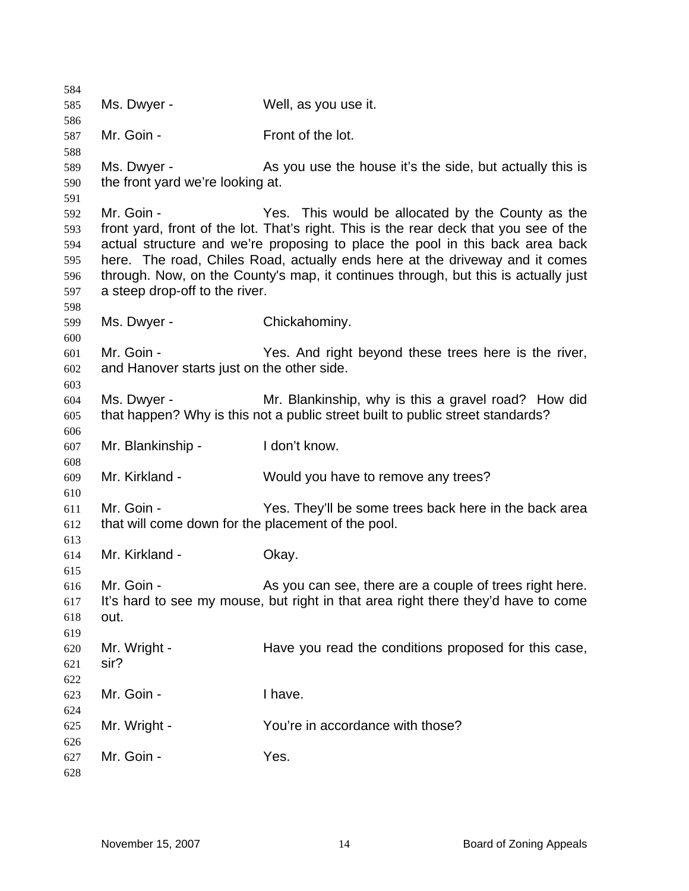Ms. Dwyer - Well, as you use it.

Mr. Goin - Front of the lot.

Ms. Dwyer - As you use the house it's the side, but actually this is the front yard we're looking at.

Mr. Goin - Yes. This would be allocated by the County as the front yard, front of the lot. That's right. This is the rear deck that you see of the actual structure and we're proposing to place the pool in this back area back here. The road, Chiles Road, actually ends here at the driveway and it comes through. Now, on the County's map, it continues through, but this is actually just a steep drop-off to the river.

Ms. Dwyer - Chickahominy.

Mr. Goin - Yes. And right beyond these trees here is the river, and Hanover starts just on the other side.

Ms. Dwyer - Mr. Blankinship, why is this a gravel road? How did that happen? Why is this not a public street built to public street standards?

Mr. Blankinship - I don't know.

Mr. Kirkland - Would you have to remove any trees?

Mr. Goin - Yes. They'll be some trees back here in the back area that will come down for the placement of the pool.

Mr. Kirkland - Okay.

Mr. Goin - As you can see, there are a couple of trees right here. It's hard to see my mouse, but right in that area right there they'd have to come out.

Mr. Wright - Have you read the conditions proposed for this case, sir?

Mr. Goin - I have.

Mr. Wright - You're in accordance with those?

Mr. Goin - Yes.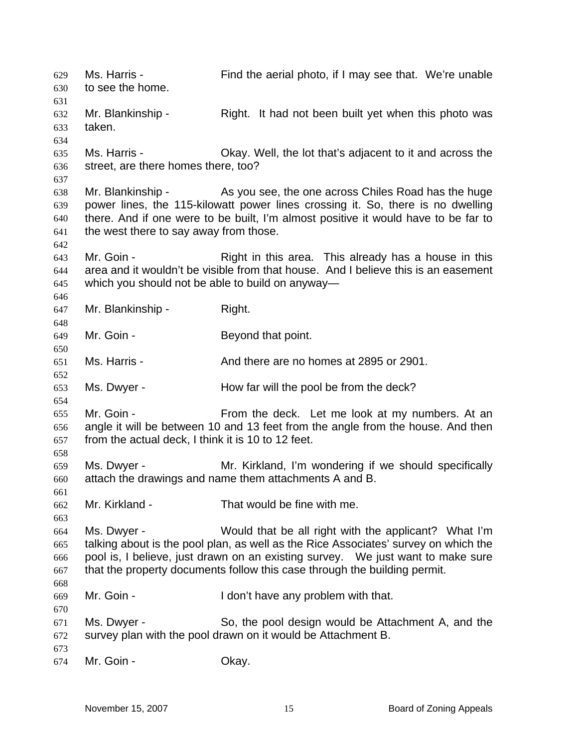Ms. Harris - Find the aerial photo, if I may see that. We're unable to see the home.

Mr. Blankinship - Right. It had not been built yet when this photo was taken.

Ms. Harris - Okay. Well, the lot that's adjacent to it and across the street, are there homes there, too?

Mr. Blankinship - As you see, the one across Chiles Road has the huge power lines, the 115-kilowatt power lines crossing it. So, there is no dwelling there. And if one were to be built, I'm almost positive it would have to be far to the west there to say away from those.

Mr. Goin - Right in this area. This already has a house in this area and it wouldn't be visible from that house. And I believe this is an easement which you should not be able to build on anyway—

Mr. Blankinship - Right.

Mr. Goin - Beyond that point.

Ms. Harris - And there are no homes at 2895 or 2901.

Ms. Dwyer - How far will the pool be from the deck?

Mr. Goin - From the deck. Let me look at my numbers. At an angle it will be between 10 and 13 feet from the angle from the house. And then from the actual deck, I think it is 10 to 12 feet.

Ms. Dwyer - Mr. Kirkland, I'm wondering if we should specifically attach the drawings and name them attachments A and B.

Mr. Kirkland - That would be fine with me.

Ms. Dwyer - Would that be all right with the applicant? What I'm talking about is the pool plan, as well as the Rice Associates' survey on which the pool is, I believe, just drawn on an existing survey. We just want to make sure that the property documents follow this case through the building permit.

Mr. Goin - I don't have any problem with that.

Ms. Dwyer - So, the pool design would be Attachment A, and the survey plan with the pool drawn on it would be Attachment B.

Mr. Goin - Okay.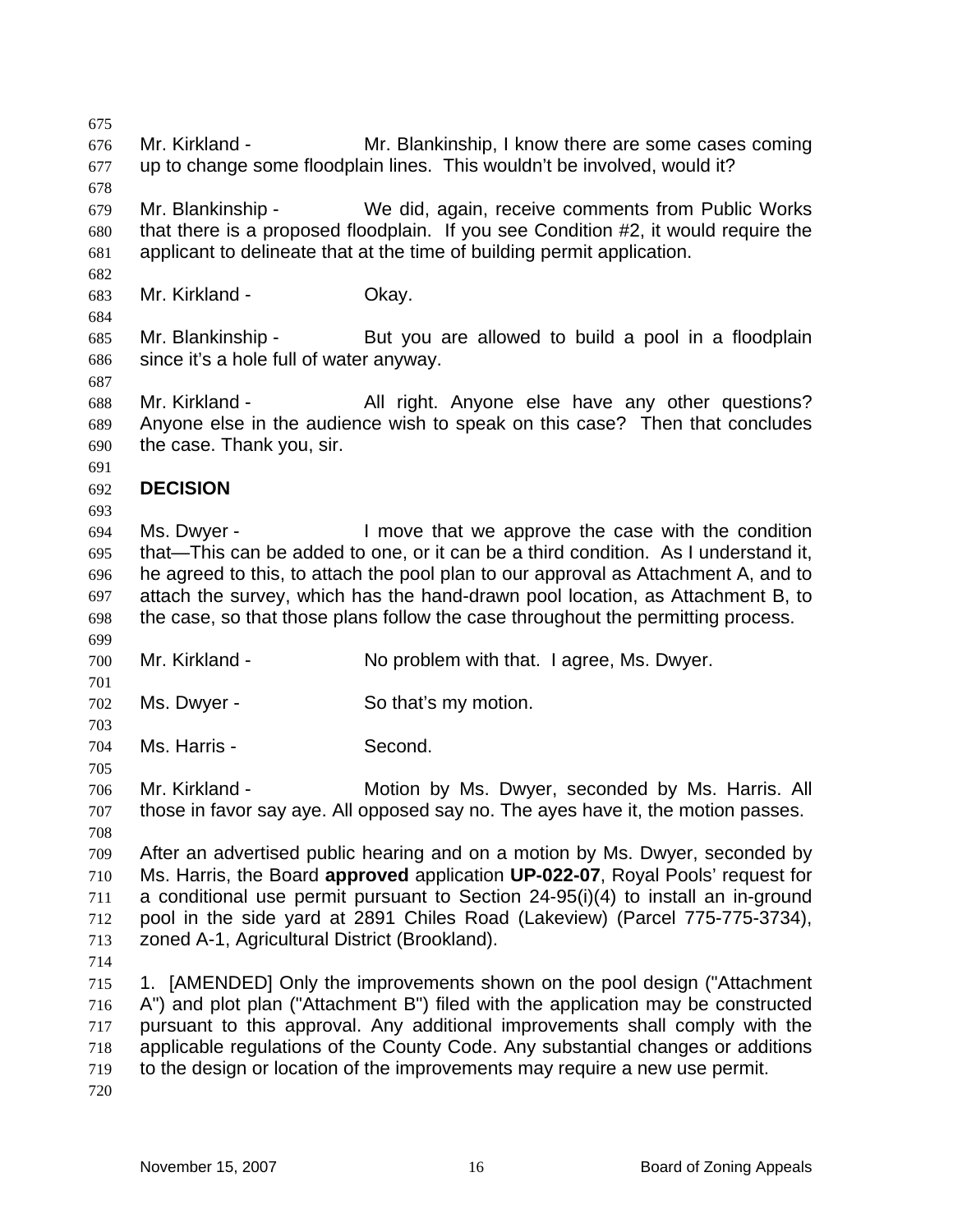Mr. Kirkland - Mr. Blankinship, I know there are some cases coming up to change some floodplain lines. This wouldn't be involved, would it?

Mr. Blankinship - We did, again, receive comments from Public Works that there is a proposed floodplain. If you see Condition #2, it would require the applicant to delineate that at the time of building permit application.

Mr. Kirkland - Okay.

Mr. Blankinship - But you are allowed to build a pool in a floodplain since it's a hole full of water anyway.

Mr. Kirkland - All right. Anyone else have any other questions? Anyone else in the audience wish to speak on this case? Then that concludes the case. Thank you, sir.

**DECISION**

Ms. Dwyer - I move that we approve the case with the condition that—This can be added to one, or it can be a third condition. As I understand it, he agreed to this, to attach the pool plan to our approval as Attachment A, and to attach the survey, which has the hand-drawn pool location, as Attachment B, to the case, so that those plans follow the case throughout the permitting process.

Mr. Kirkland - No problem with that. I agree, Ms. Dwyer.

Ms. Dwyer - So that's my motion.

Ms. Harris - Second.

Mr. Kirkland - Motion by Ms. Dwyer, seconded by Ms. Harris. All those in favor say aye. All opposed say no. The ayes have it, the motion passes.

After an advertised public hearing and on a motion by Ms. Dwyer, seconded by Ms. Harris, the Board **approved** application **UP-022-07**, Royal Pools' request for a conditional use permit pursuant to Section 24-95(i)(4) to install an in-ground pool in the side yard at 2891 Chiles Road (Lakeview) (Parcel 775-775-3734), zoned A-1, Agricultural District (Brookland).

1. [AMENDED] Only the improvements shown on the pool design ("Attachment A") and plot plan ("Attachment B") filed with the application may be constructed pursuant to this approval. Any additional improvements shall comply with the applicable regulations of the County Code. Any substantial changes or additions to the design or location of the improvements may require a new use permit.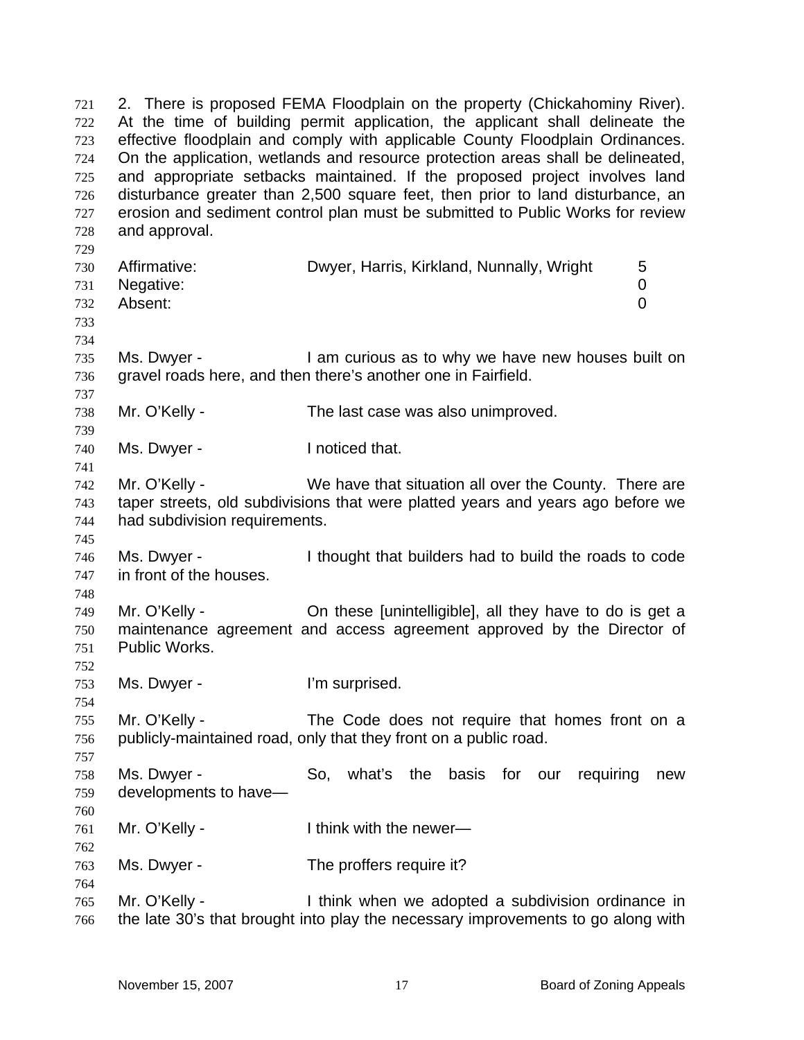2. There is proposed FEMA Floodplain on the property (Chickahominy River). At the time of building permit application, the applicant shall delineate the effective floodplain and comply with applicable County Floodplain Ordinances. On the application, wetlands and resource protection areas shall be delineated, and appropriate setbacks maintained. If the proposed project involves land disturbance greater than 2,500 square feet, then prior to land disturbance, an erosion and sediment control plan must be submitted to Public Works for review and approval.

| | | |
|---|---|---|
| Affirmative: | Dwyer, Harris, Kirkland, Nunnally, Wright | 5 |
| Negative: | | 0 |
| Absent: | | 0 |

Ms. Dwyer - I am curious as to why we have new houses built on gravel roads here, and then there's another one in Fairfield.

Mr. O'Kelly - The last case was also unimproved.

Ms. Dwyer - I noticed that.

Mr. O'Kelly - We have that situation all over the County. There are taper streets, old subdivisions that were platted years and years ago before we had subdivision requirements.

Ms. Dwyer - I thought that builders had to build the roads to code in front of the houses.

Mr. O'Kelly - On these [unintelligible], all they have to do is get a maintenance agreement and access agreement approved by the Director of Public Works.

Ms. Dwyer - I'm surprised.

Mr. O'Kelly - The Code does not require that homes front on a publicly-maintained road, only that they front on a public road.

Ms. Dwyer - So, what's the basis for our requiring new developments to have—

Mr. O'Kelly - I think with the newer—

Ms. Dwyer - The proffers require it?

Mr. O'Kelly - I think when we adopted a subdivision ordinance in the late 30's that brought into play the necessary improvements to go along with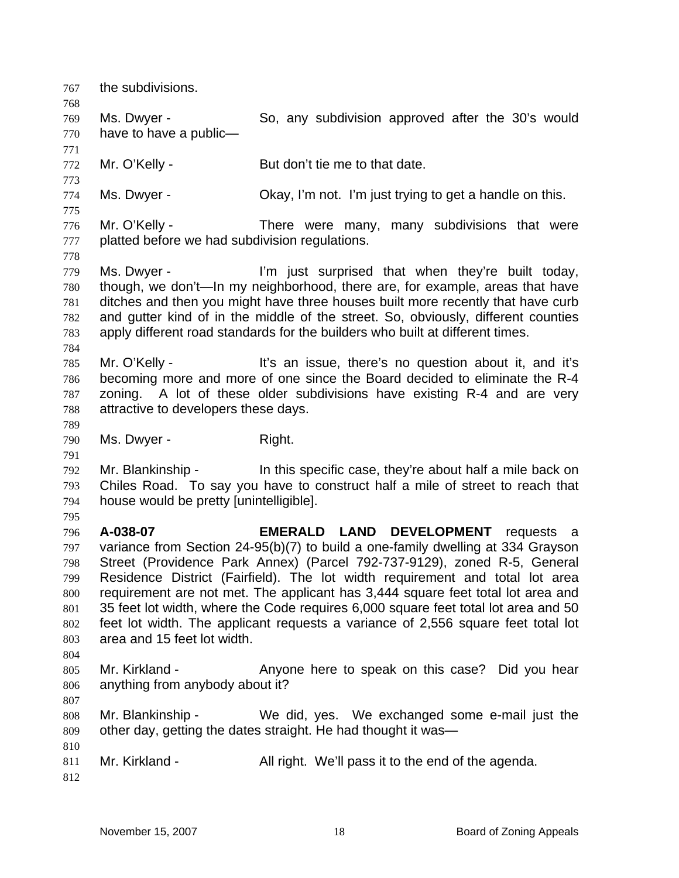the subdivisions.

Ms. Dwyer - So, any subdivision approved after the 30's would have to have a public—

Mr. O'Kelly - But don't tie me to that date.

Ms. Dwyer - Okay, I'm not. I'm just trying to get a handle on this.

Mr. O'Kelly - There were many, many subdivisions that were platted before we had subdivision regulations.

Ms. Dwyer - I'm just surprised that when they're built today, though, we don't—In my neighborhood, there are, for example, areas that have ditches and then you might have three houses built more recently that have curb and gutter kind of in the middle of the street. So, obviously, different counties apply different road standards for the builders who built at different times.

Mr. O'Kelly - It's an issue, there's no question about it, and it's becoming more and more of one since the Board decided to eliminate the R-4 zoning. A lot of these older subdivisions have existing R-4 and are very attractive to developers these days.

Ms. Dwyer - Right.

Mr. Blankinship - In this specific case, they're about half a mile back on Chiles Road. To say you have to construct half a mile of street to reach that house would be pretty [unintelligible].

**A-038-07** **EMERALD LAND DEVELOPMENT** requests a variance from Section 24-95(b)(7) to build a one-family dwelling at 334 Grayson Street (Providence Park Annex) (Parcel 792-737-9129), zoned R-5, General Residence District (Fairfield). The lot width requirement and total lot area requirement are not met. The applicant has 3,444 square feet total lot area and 35 feet lot width, where the Code requires 6,000 square feet total lot area and 50 feet lot width. The applicant requests a variance of 2,556 square feet total lot area and 15 feet lot width.

Mr. Kirkland - Anyone here to speak on this case? Did you hear anything from anybody about it?

Mr. Blankinship - We did, yes. We exchanged some e-mail just the other day, getting the dates straight. He had thought it was—

Mr. Kirkland - All right. We'll pass it to the end of the agenda.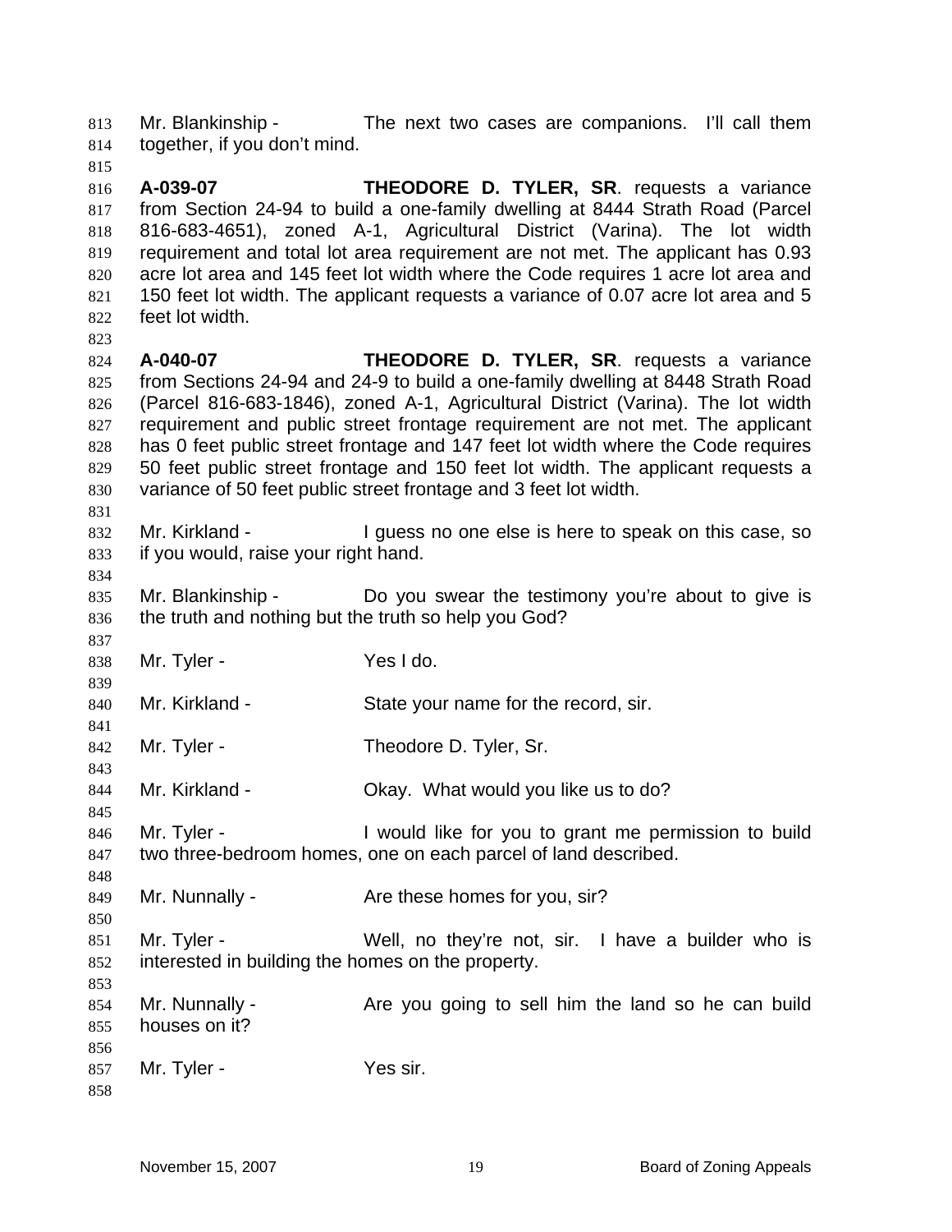813 Mr. Blankinship - The next two cases are companions. I'll call them
814 together, if you don't mind.
815
816 **A-039-07** **THEODORE D. TYLER, SR**. requests a variance
817 from Section 24-94 to build a one-family dwelling at 8444 Strath Road (Parcel
818 816-683-4651), zoned A-1, Agricultural District (Varina). The lot width
819 requirement and total lot area requirement are not met. The applicant has 0.93
820 acre lot area and 145 feet lot width where the Code requires 1 acre lot area and
821 150 feet lot width. The applicant requests a variance of 0.07 acre lot area and 5
822 feet lot width.
823
824 **A-040-07** **THEODORE D. TYLER, SR**. requests a variance
825 from Sections 24-94 and 24-9 to build a one-family dwelling at 8448 Strath Road
826 (Parcel 816-683-1846), zoned A-1, Agricultural District (Varina). The lot width
827 requirement and public street frontage requirement are not met. The applicant
828 has 0 feet public street frontage and 147 feet lot width where the Code requires
829 50 feet public street frontage and 150 feet lot width. The applicant requests a
830 variance of 50 feet public street frontage and 3 feet lot width.
831
832 Mr. Kirkland - I guess no one else is here to speak on this case, so
833 if you would, raise your right hand.
834
835 Mr. Blankinship - Do you swear the testimony you're about to give is
836 the truth and nothing but the truth so help you God?
837
838 Mr. Tyler - Yes I do.
839
840 Mr. Kirkland - State your name for the record, sir.
841
842 Mr. Tyler - Theodore D. Tyler, Sr.
843
844 Mr. Kirkland - Okay. What would you like us to do?
845
846 Mr. Tyler - I would like for you to grant me permission to build
847 two three-bedroom homes, one on each parcel of land described.
848
849 Mr. Nunnally - Are these homes for you, sir?
850
851 Mr. Tyler - Well, no they're not, sir. I have a builder who is
852 interested in building the homes on the property.
853
854 Mr. Nunnally - Are you going to sell him the land so he can build
855 houses on it?
856
857 Mr. Tyler - Yes sir.
858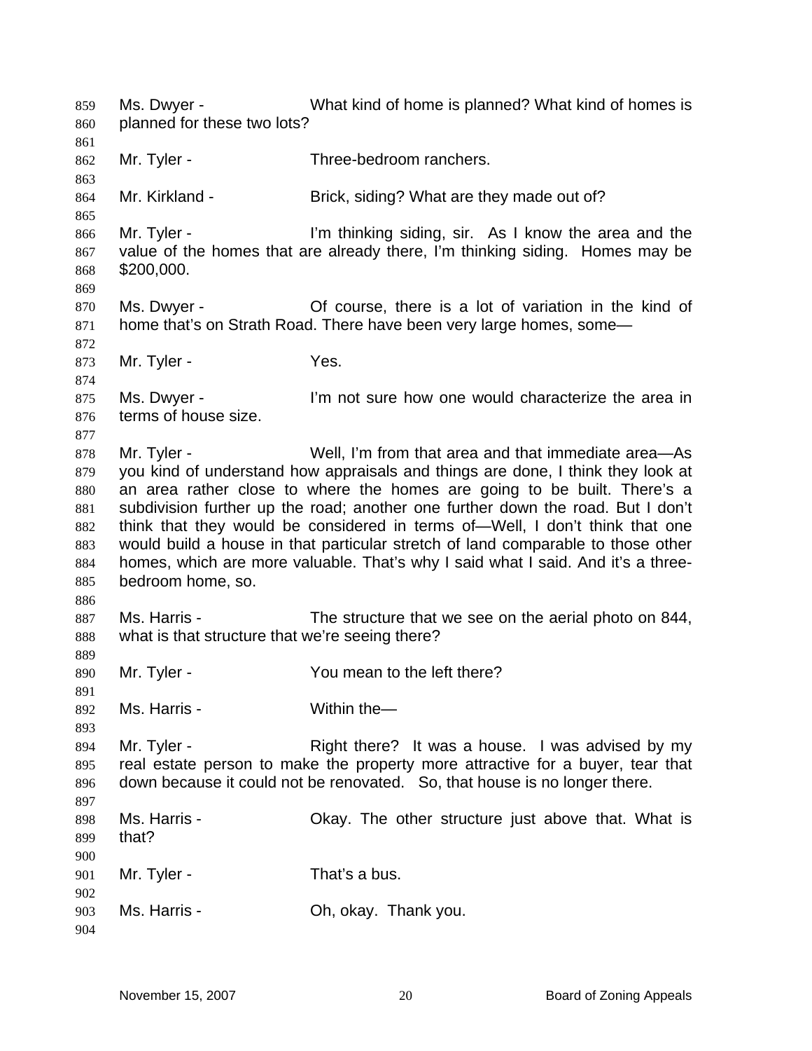Ms. Dwyer - What kind of home is planned? What kind of homes is planned for these two lots?

Mr. Tyler - Three-bedroom ranchers.

Mr. Kirkland - Brick, siding? What are they made out of?

Mr. Tyler - I'm thinking siding, sir. As I know the area and the value of the homes that are already there, I'm thinking siding. Homes may be $200,000.

Ms. Dwyer - Of course, there is a lot of variation in the kind of home that's on Strath Road. There have been very large homes, some—

Mr. Tyler - Yes.

Ms. Dwyer - I'm not sure how one would characterize the area in terms of house size.

Mr. Tyler - Well, I'm from that area and that immediate area—As you kind of understand how appraisals and things are done, I think they look at an area rather close to where the homes are going to be built. There's a subdivision further up the road; another one further down the road. But I don't think that they would be considered in terms of—Well, I don't think that one would build a house in that particular stretch of land comparable to those other homes, which are more valuable. That's why I said what I said. And it's a three-bedroom home, so.

Ms. Harris - The structure that we see on the aerial photo on 844, what is that structure that we're seeing there?

Mr. Tyler - You mean to the left there?

Ms. Harris - Within the—

Mr. Tyler - Right there? It was a house. I was advised by my real estate person to make the property more attractive for a buyer, tear that down because it could not be renovated. So, that house is no longer there.

Ms. Harris - Okay. The other structure just above that. What is that?

Mr. Tyler - That's a bus.

Ms. Harris - Oh, okay. Thank you.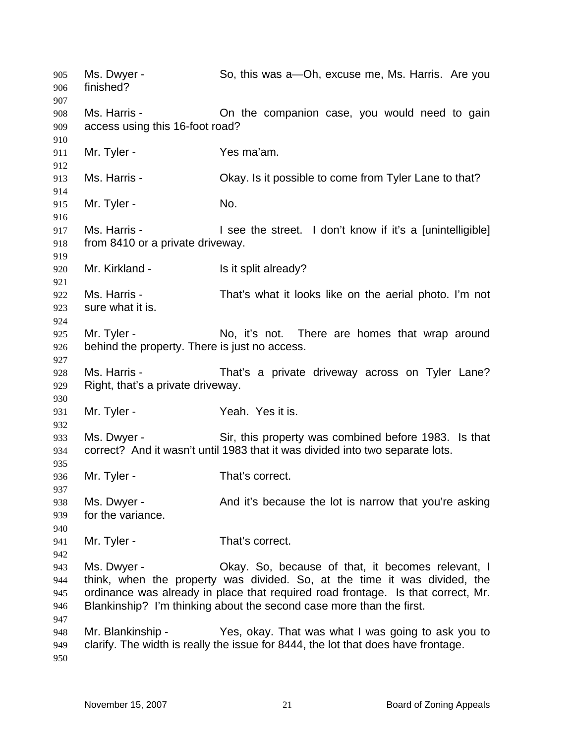Ms. Dwyer - So, this was a—Oh, excuse me, Ms. Harris. Are you finished?

Ms. Harris - On the companion case, you would need to gain access using this 16-foot road?

Mr. Tyler - Yes ma'am.

Ms. Harris - Okay. Is it possible to come from Tyler Lane to that?

Mr. Tyler - No.

Ms. Harris - I see the street. I don't know if it's a [unintelligible] from 8410 or a private driveway.

Mr. Kirkland - Is it split already?

Ms. Harris - That's what it looks like on the aerial photo. I'm not sure what it is.

Mr. Tyler - No, it's not. There are homes that wrap around behind the property. There is just no access.

Ms. Harris - That's a private driveway across on Tyler Lane? Right, that's a private driveway.

Mr. Tyler - Yeah. Yes it is.

Ms. Dwyer - Sir, this property was combined before 1983. Is that correct? And it wasn't until 1983 that it was divided into two separate lots.

Mr. Tyler - That's correct.

Ms. Dwyer - And it's because the lot is narrow that you're asking for the variance.

Mr. Tyler - That's correct.

Ms. Dwyer - Okay. So, because of that, it becomes relevant, I think, when the property was divided. So, at the time it was divided, the ordinance was already in place that required road frontage. Is that correct, Mr. Blankinship? I'm thinking about the second case more than the first.

Mr. Blankinship - Yes, okay. That was what I was going to ask you to clarify. The width is really the issue for 8444, the lot that does have frontage.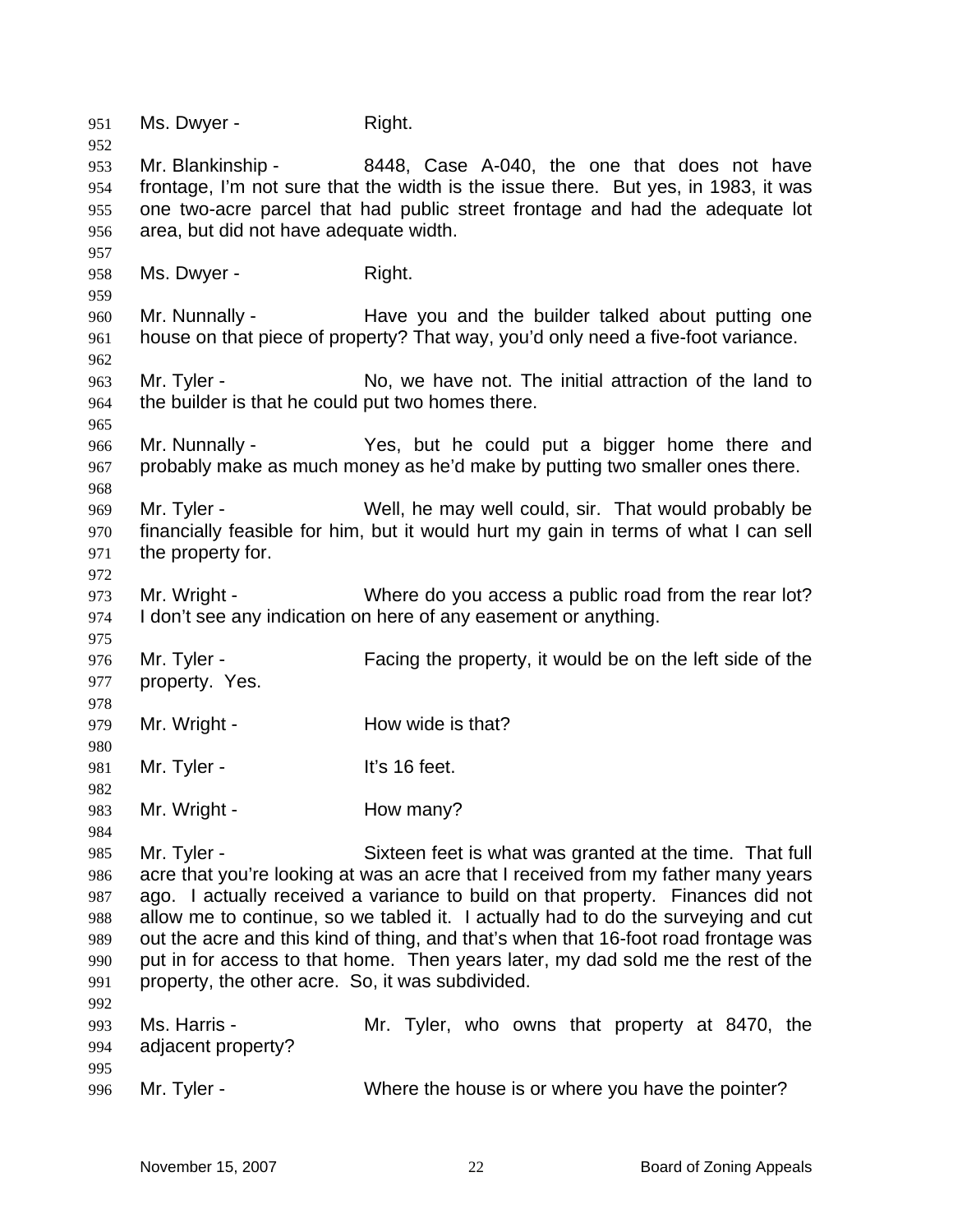Ms. Dwyer - Right.

Mr. Blankinship - 8448, Case A-040, the one that does not have frontage, I'm not sure that the width is the issue there. But yes, in 1983, it was one two-acre parcel that had public street frontage and had the adequate lot area, but did not have adequate width.

Ms. Dwyer - Right.

Mr. Nunnally - Have you and the builder talked about putting one house on that piece of property? That way, you'd only need a five-foot variance.

Mr. Tyler - No, we have not. The initial attraction of the land to the builder is that he could put two homes there.

Mr. Nunnally - Yes, but he could put a bigger home there and probably make as much money as he'd make by putting two smaller ones there.

Mr. Tyler - Well, he may well could, sir. That would probably be financially feasible for him, but it would hurt my gain in terms of what I can sell the property for.

Mr. Wright - Where do you access a public road from the rear lot? I don't see any indication on here of any easement or anything.

Mr. Tyler - Facing the property, it would be on the left side of the property. Yes.

Mr. Wright - How wide is that?

Mr. Tyler - It's 16 feet.

Mr. Wright - How many?

Mr. Tyler - Sixteen feet is what was granted at the time. That full acre that you're looking at was an acre that I received from my father many years ago. I actually received a variance to build on that property. Finances did not allow me to continue, so we tabled it. I actually had to do the surveying and cut out the acre and this kind of thing, and that's when that 16-foot road frontage was put in for access to that home. Then years later, my dad sold me the rest of the property, the other acre. So, it was subdivided.

Ms. Harris - Mr. Tyler, who owns that property at 8470, the adjacent property?

Mr. Tyler - Where the house is or where you have the pointer?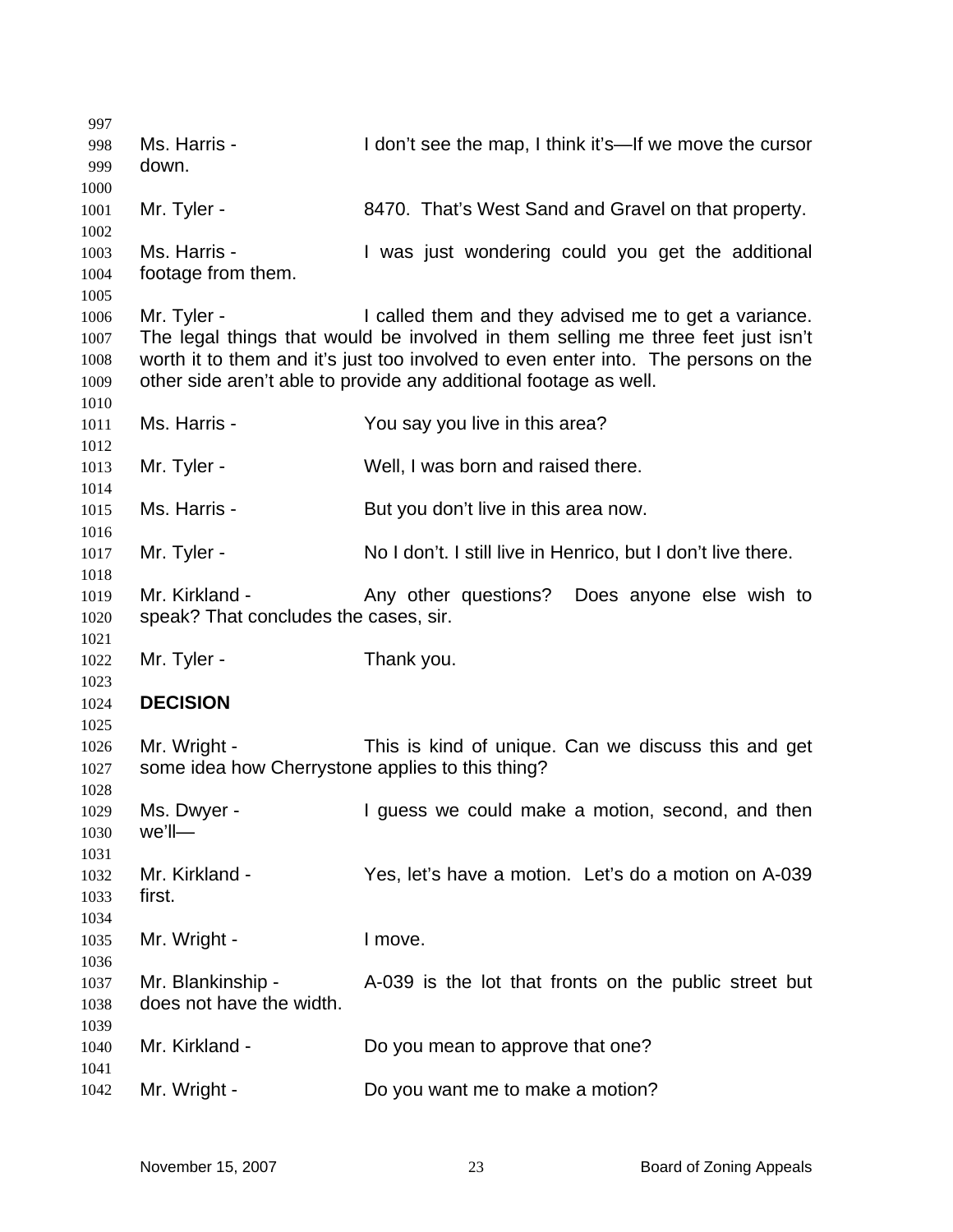Ms. Harris - I don't see the map, I think it's—If we move the cursor down.

Mr. Tyler - 8470. That's West Sand and Gravel on that property.

Ms. Harris - I was just wondering could you get the additional footage from them.

Mr. Tyler - I called them and they advised me to get a variance. The legal things that would be involved in them selling me three feet just isn't worth it to them and it's just too involved to even enter into. The persons on the other side aren't able to provide any additional footage as well.

Ms. Harris - You say you live in this area?

Mr. Tyler - Well, I was born and raised there.

Ms. Harris - But you don't live in this area now.

Mr. Tyler - No I don't. I still live in Henrico, but I don't live there.

Mr. Kirkland - Any other questions? Does anyone else wish to speak? That concludes the cases, sir.

Mr. Tyler - Thank you.

**DECISION**

Mr. Wright - This is kind of unique. Can we discuss this and get some idea how Cherrystone applies to this thing?

Ms. Dwyer - I guess we could make a motion, second, and then we'll—

Mr. Kirkland - Yes, let's have a motion. Let's do a motion on A-039 first.

Mr. Wright - I move.

Mr. Blankinship - A-039 is the lot that fronts on the public street but does not have the width.

Mr. Kirkland - Do you mean to approve that one?

Mr. Wright - Do you want me to make a motion?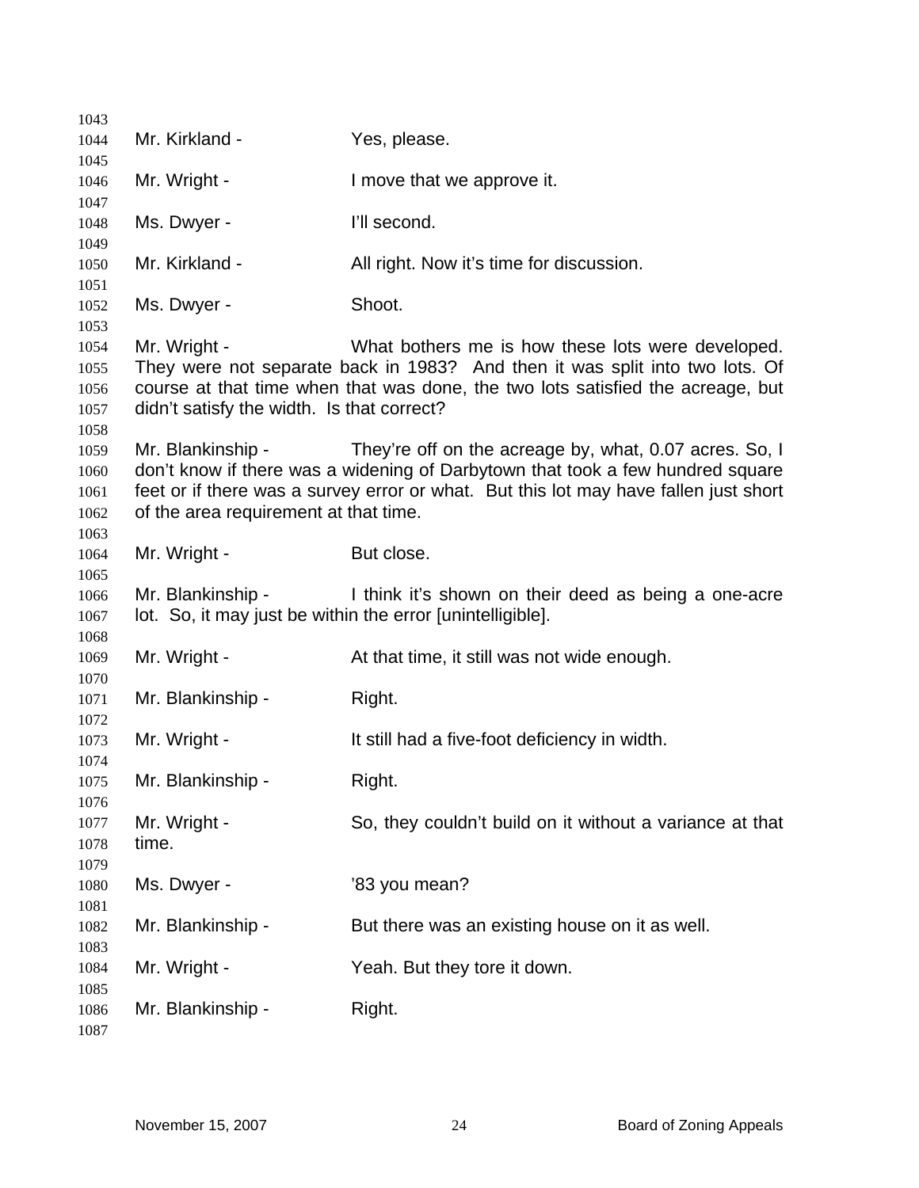Mr. Kirkland - Yes, please.

Mr. Wright - I move that we approve it.

Ms. Dwyer - I'll second.

Mr. Kirkland - All right. Now it's time for discussion.

Ms. Dwyer - Shoot.

Mr. Wright - What bothers me is how these lots were developed. They were not separate back in 1983? And then it was split into two lots. Of course at that time when that was done, the two lots satisfied the acreage, but didn't satisfy the width. Is that correct?

Mr. Blankinship - They're off on the acreage by, what, 0.07 acres. So, I don't know if there was a widening of Darbytown that took a few hundred square feet or if there was a survey error or what. But this lot may have fallen just short of the area requirement at that time.

Mr. Wright - But close.

Mr. Blankinship - I think it's shown on their deed as being a one-acre lot. So, it may just be within the error [unintelligible].

Mr. Wright - At that time, it still was not wide enough.

Mr. Blankinship - Right.

Mr. Wright - It still had a five-foot deficiency in width.

Mr. Blankinship - Right.

Mr. Wright - So, they couldn't build on it without a variance at that time.

Ms. Dwyer - '83 you mean?

Mr. Blankinship - But there was an existing house on it as well.

Mr. Wright - Yeah. But they tore it down.

Mr. Blankinship - Right.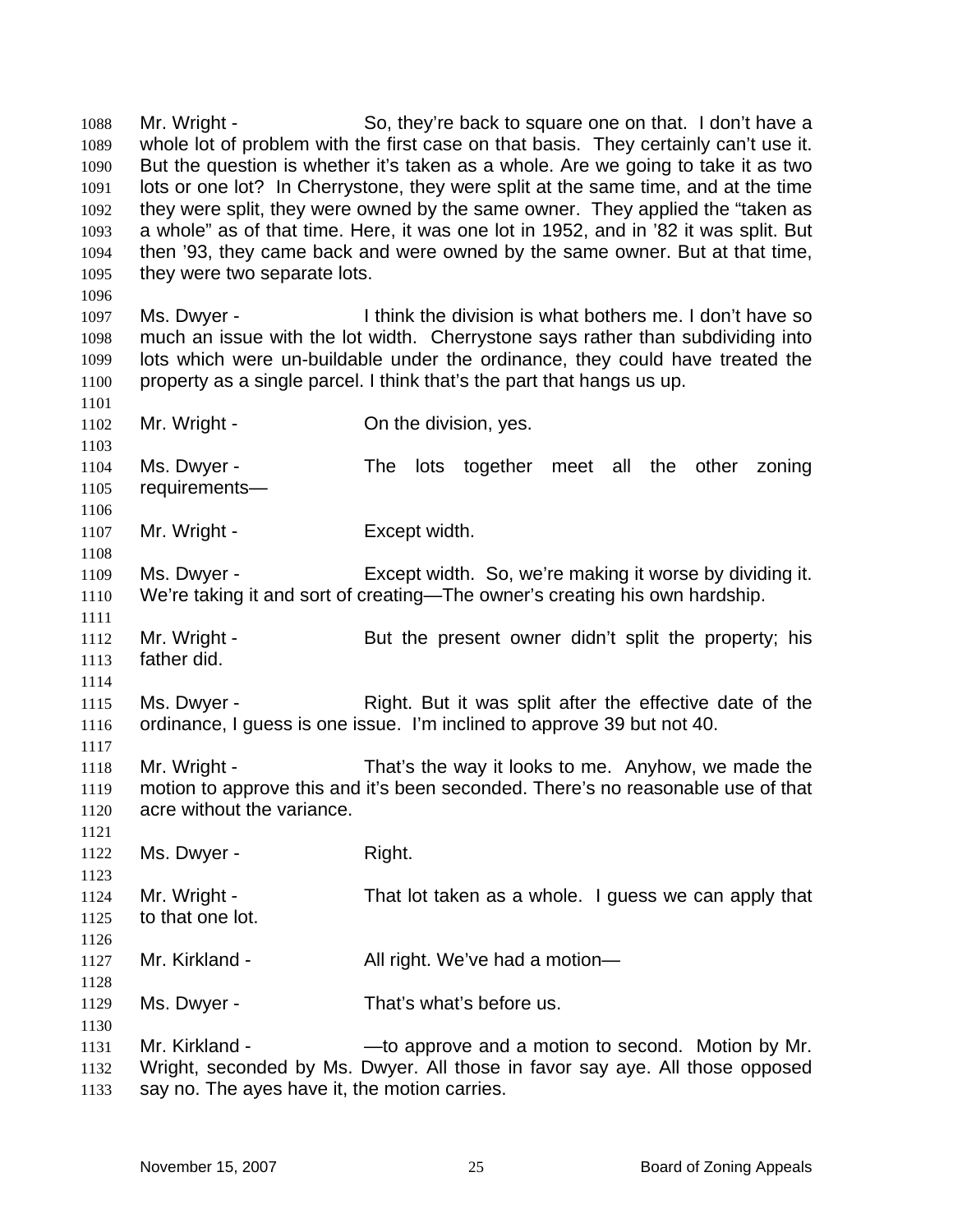Mr. Wright - So, they're back to square one on that. I don't have a whole lot of problem with the first case on that basis. They certainly can't use it. But the question is whether it's taken as a whole. Are we going to take it as two lots or one lot? In Cherrystone, they were split at the same time, and at the time they were split, they were owned by the same owner. They applied the "taken as a whole" as of that time. Here, it was one lot in 1952, and in '82 it was split. But then '93, they came back and were owned by the same owner. But at that time, they were two separate lots.

Ms. Dwyer - I think the division is what bothers me. I don't have so much an issue with the lot width. Cherrystone says rather than subdividing into lots which were un-buildable under the ordinance, they could have treated the property as a single parcel. I think that's the part that hangs us up.

Mr. Wright - On the division, yes.

Ms. Dwyer - The lots together meet all the other zoning requirements—

Mr. Wright - Except width.

Ms. Dwyer - Except width. So, we're making it worse by dividing it. We're taking it and sort of creating—The owner's creating his own hardship.

Mr. Wright - But the present owner didn't split the property; his father did.

Ms. Dwyer - Right. But it was split after the effective date of the ordinance, I guess is one issue. I'm inclined to approve 39 but not 40.

Mr. Wright - That's the way it looks to me. Anyhow, we made the motion to approve this and it's been seconded. There's no reasonable use of that acre without the variance.

Ms. Dwyer - Right.

Mr. Wright - That lot taken as a whole. I guess we can apply that to that one lot.

Mr. Kirkland - All right. We've had a motion—

Ms. Dwyer - That's what's before us.

Mr. Kirkland - —to approve and a motion to second. Motion by Mr. Wright, seconded by Ms. Dwyer. All those in favor say aye. All those opposed say no. The ayes have it, the motion carries.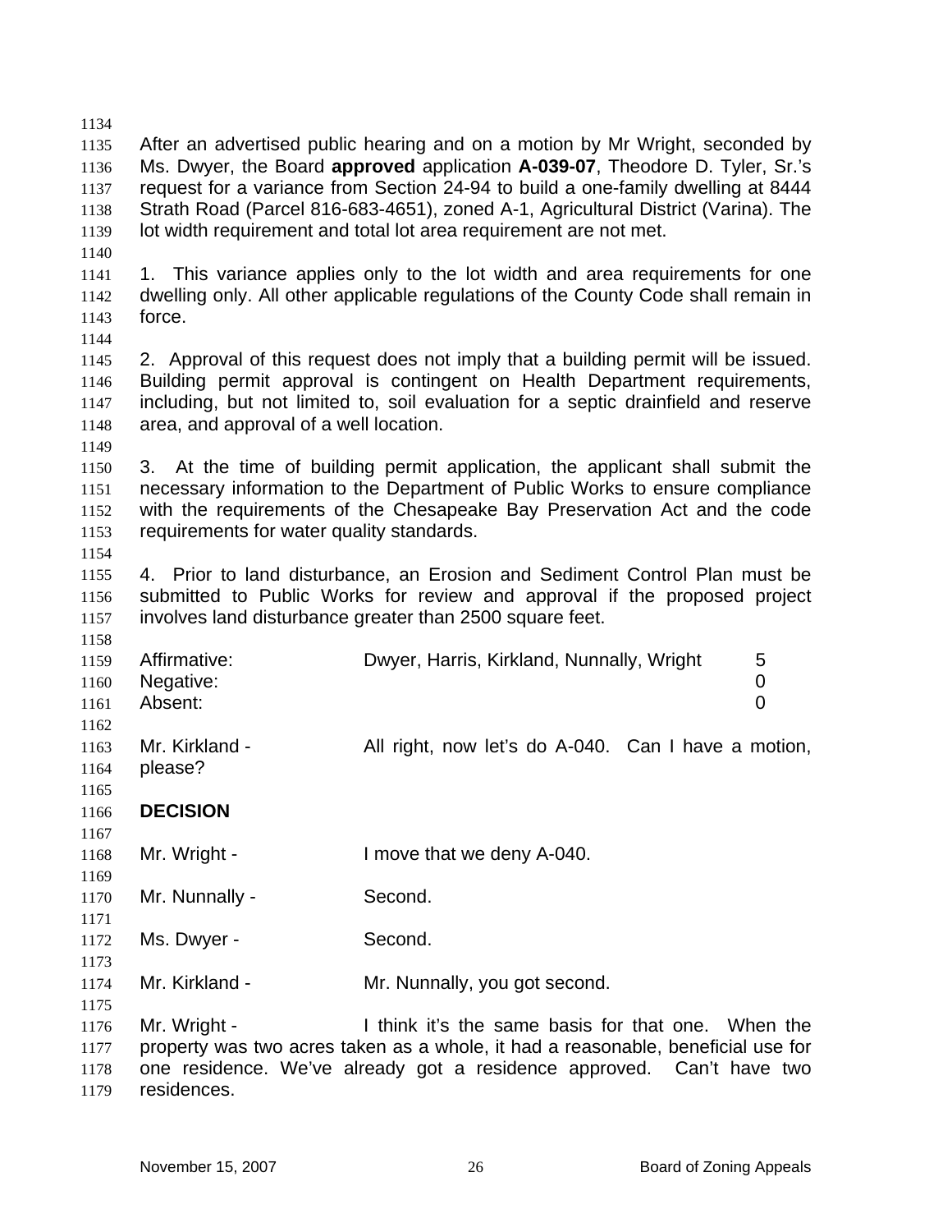After an advertised public hearing and on a motion by Mr Wright, seconded by Ms. Dwyer, the Board **approved** application **A-039-07**, Theodore D. Tyler, Sr.'s request for a variance from Section 24-94 to build a one-family dwelling at 8444 Strath Road (Parcel 816-683-4651), zoned A-1, Agricultural District (Varina). The lot width requirement and total lot area requirement are not met.

1. This variance applies only to the lot width and area requirements for one dwelling only. All other applicable regulations of the County Code shall remain in force.

2. Approval of this request does not imply that a building permit will be issued. Building permit approval is contingent on Health Department requirements, including, but not limited to, soil evaluation for a septic drainfield and reserve area, and approval of a well location.

3. At the time of building permit application, the applicant shall submit the necessary information to the Department of Public Works to ensure compliance with the requirements of the Chesapeake Bay Preservation Act and the code requirements for water quality standards.

4. Prior to land disturbance, an Erosion and Sediment Control Plan must be submitted to Public Works for review and approval if the proposed project involves land disturbance greater than 2500 square feet.

| | | |
|---|---|---|
| Affirmative: | Dwyer, Harris, Kirkland, Nunnally, Wright | 5 |
| Negative: | | 0 |
| Absent: | | 0 |

Mr. Kirkland - All right, now let's do A-040. Can I have a motion, please?

**DECISION**

Mr. Wright - I move that we deny A-040.

Mr. Nunnally - Second.

Ms. Dwyer - Second.

Mr. Kirkland - Mr. Nunnally, you got second.

Mr. Wright - I think it's the same basis for that one. When the property was two acres taken as a whole, it had a reasonable, beneficial use for one residence. We've already got a residence approved. Can't have two residences.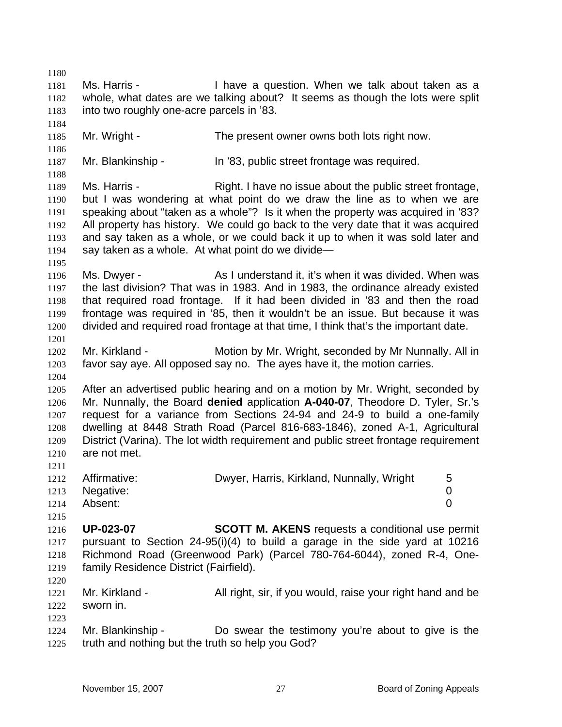Ms. Harris - I have a question. When we talk about taken as a whole, what dates are we talking about? It seems as though the lots were split into two roughly one-acre parcels in '83.

Mr. Wright - The present owner owns both lots right now.

Mr. Blankinship - In '83, public street frontage was required.

Ms. Harris - Right. I have no issue about the public street frontage, but I was wondering at what point do we draw the line as to when we are speaking about "taken as a whole"? Is it when the property was acquired in '83? All property has history. We could go back to the very date that it was acquired and say taken as a whole, or we could back it up to when it was sold later and say taken as a whole. At what point do we divide—

Ms. Dwyer - As I understand it, it's when it was divided. When was the last division? That was in 1983. And in 1983, the ordinance already existed that required road frontage. If it had been divided in '83 and then the road frontage was required in '85, then it wouldn't be an issue. But because it was divided and required road frontage at that time, I think that's the important date.

Mr. Kirkland - Motion by Mr. Wright, seconded by Mr Nunnally. All in favor say aye. All opposed say no. The ayes have it, the motion carries.

After an advertised public hearing and on a motion by Mr. Wright, seconded by Mr. Nunnally, the Board **denied** application **A-040-07**, Theodore D. Tyler, Sr.'s request for a variance from Sections 24-94 and 24-9 to build a one-family dwelling at 8448 Strath Road (Parcel 816-683-1846), zoned A-1, Agricultural District (Varina). The lot width requirement and public street frontage requirement are not met.

| | | |
|---|---|---|
| Affirmative: | Dwyer, Harris, Kirkland, Nunnally, Wright | 5 |
| Negative: | | 0 |
| Absent: | | 0 |

**UP-023-07** **SCOTT M. AKENS** requests a conditional use permit pursuant to Section 24-95(i)(4) to build a garage in the side yard at 10216 Richmond Road (Greenwood Park) (Parcel 780-764-6044), zoned R-4, One-family Residence District (Fairfield).

Mr. Kirkland - All right, sir, if you would, raise your right hand and be sworn in.

Mr. Blankinship - Do swear the testimony you're about to give is the truth and nothing but the truth so help you God?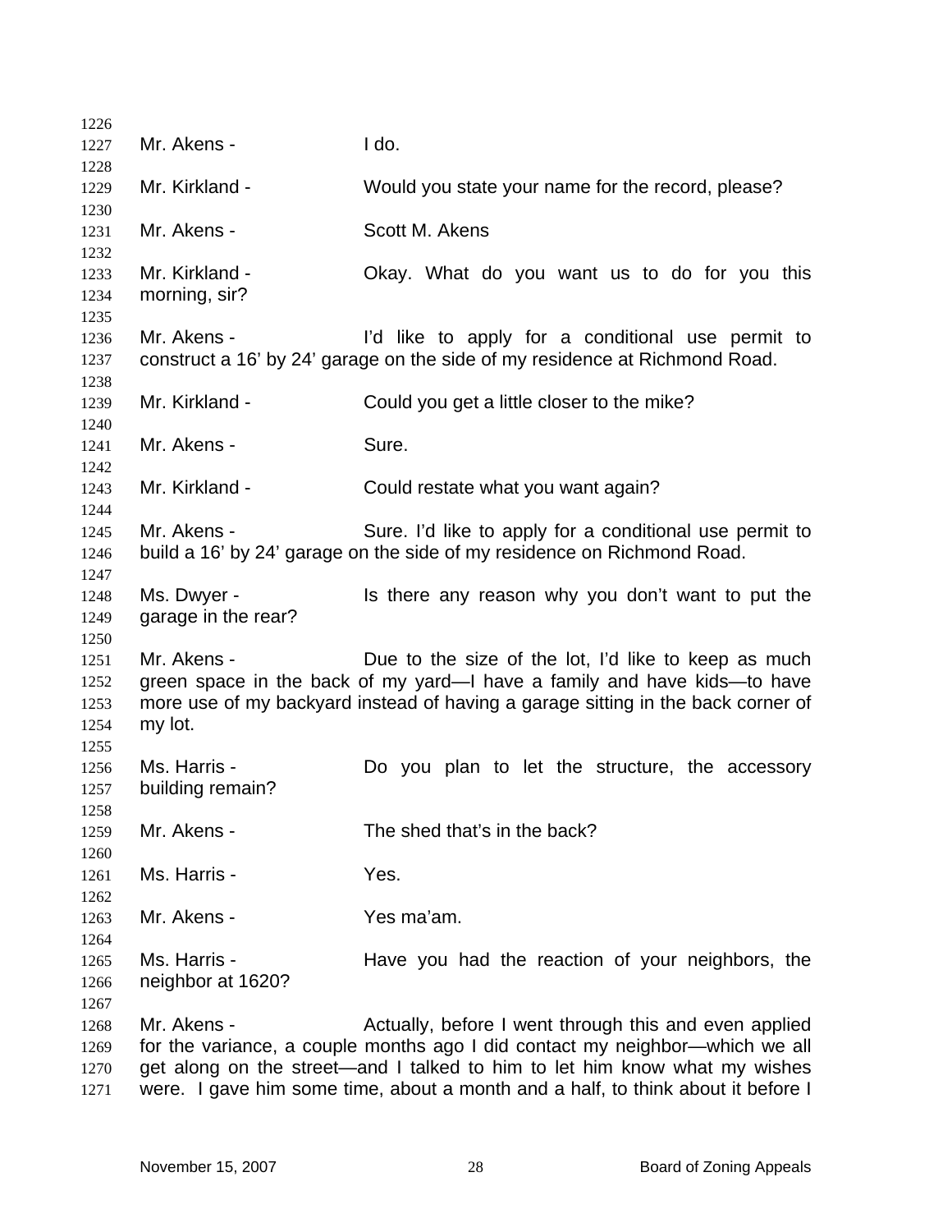Mr. Akens - I do.

Mr. Kirkland - Would you state your name for the record, please?

Mr. Akens - Scott M. Akens

Mr. Kirkland - Okay. What do you want us to do for you this morning, sir?

Mr. Akens - I'd like to apply for a conditional use permit to construct a 16' by 24' garage on the side of my residence at Richmond Road.

Mr. Kirkland - Could you get a little closer to the mike?

Mr. Akens - Sure.

Mr. Kirkland - Could restate what you want again?

Mr. Akens - Sure. I'd like to apply for a conditional use permit to build a 16' by 24' garage on the side of my residence on Richmond Road.

Ms. Dwyer - Is there any reason why you don't want to put the garage in the rear?

Mr. Akens - Due to the size of the lot, I'd like to keep as much green space in the back of my yard—I have a family and have kids—to have more use of my backyard instead of having a garage sitting in the back corner of my lot.

Ms. Harris - Do you plan to let the structure, the accessory building remain?

Mr. Akens - The shed that's in the back?

Ms. Harris - Yes.

Mr. Akens - Yes ma'am.

Ms. Harris - Have you had the reaction of your neighbors, the neighbor at 1620?

Mr. Akens - Actually, before I went through this and even applied for the variance, a couple months ago I did contact my neighbor—which we all get along on the street—and I talked to him to let him know what my wishes were. I gave him some time, about a month and a half, to think about it before I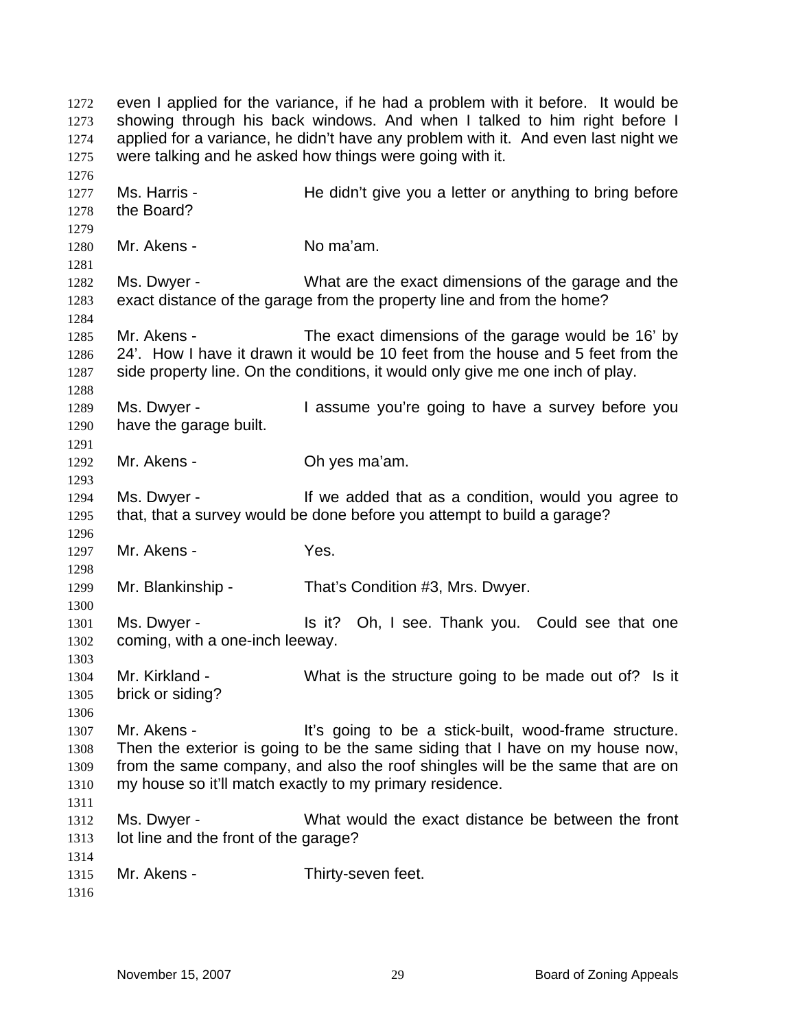even I applied for the variance, if he had a problem with it before. It would be showing through his back windows. And when I talked to him right before I applied for a variance, he didn't have any problem with it. And even last night we were talking and he asked how things were going with it.

Ms. Harris - He didn't give you a letter or anything to bring before the Board?

Mr. Akens - No ma'am.

Ms. Dwyer - What are the exact dimensions of the garage and the exact distance of the garage from the property line and from the home?

Mr. Akens - The exact dimensions of the garage would be 16' by 24'. How I have it drawn it would be 10 feet from the house and 5 feet from the side property line. On the conditions, it would only give me one inch of play.

Ms. Dwyer - I assume you're going to have a survey before you have the garage built.

Mr. Akens - Oh yes ma'am.

Ms. Dwyer - If we added that as a condition, would you agree to that, that a survey would be done before you attempt to build a garage?

Mr. Akens - Yes.

Mr. Blankinship - That's Condition #3, Mrs. Dwyer.

Ms. Dwyer - Is it? Oh, I see. Thank you. Could see that one coming, with a one-inch leeway.

Mr. Kirkland - What is the structure going to be made out of? Is it brick or siding?

Mr. Akens - It's going to be a stick-built, wood-frame structure. Then the exterior is going to be the same siding that I have on my house now, from the same company, and also the roof shingles will be the same that are on my house so it'll match exactly to my primary residence.

Ms. Dwyer - What would the exact distance be between the front lot line and the front of the garage?

Mr. Akens - Thirty-seven feet.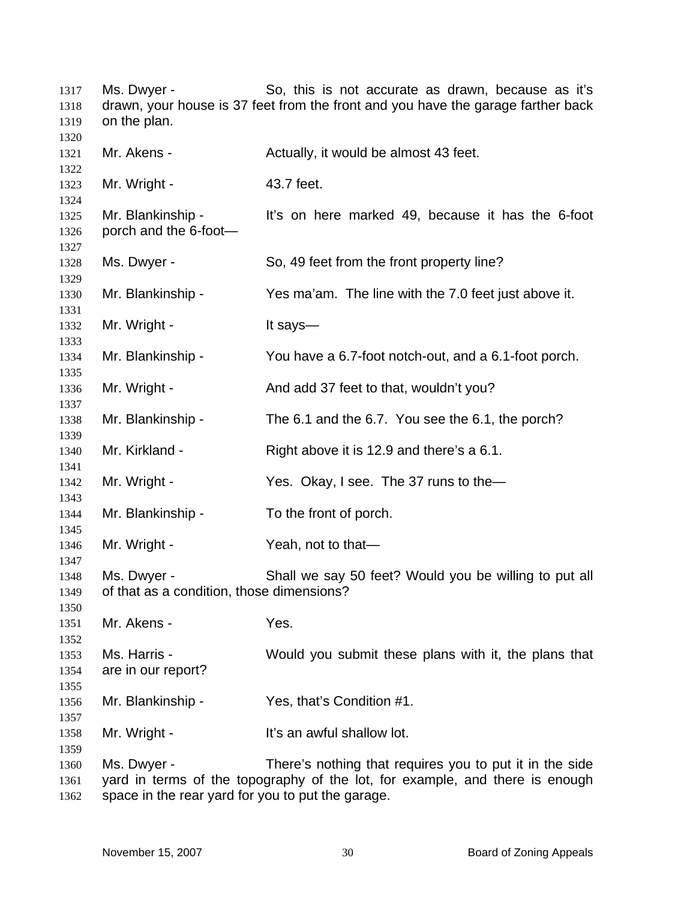Ms. Dwyer - So, this is not accurate as drawn, because as it's drawn, your house is 37 feet from the front and you have the garage farther back on the plan.

Mr. Akens - Actually, it would be almost 43 feet.

Mr. Wright - 43.7 feet.

Mr. Blankinship - It's on here marked 49, because it has the 6-foot porch and the 6-foot—

Ms. Dwyer - So, 49 feet from the front property line?

Mr. Blankinship - Yes ma'am. The line with the 7.0 feet just above it.

Mr. Wright - It says—

Mr. Blankinship - You have a 6.7-foot notch-out, and a 6.1-foot porch.

Mr. Wright - And add 37 feet to that, wouldn't you?

Mr. Blankinship - The 6.1 and the 6.7. You see the 6.1, the porch?

Mr. Kirkland - Right above it is 12.9 and there's a 6.1.

Mr. Wright - Yes. Okay, I see. The 37 runs to the—

Mr. Blankinship - To the front of porch.

Mr. Wright - Yeah, not to that—

Ms. Dwyer - Shall we say 50 feet? Would you be willing to put all of that as a condition, those dimensions?

Mr. Akens - Yes.

Ms. Harris - Would you submit these plans with it, the plans that are in our report?

Mr. Blankinship - Yes, that's Condition #1.

Mr. Wright - It's an awful shallow lot.

Ms. Dwyer - There's nothing that requires you to put it in the side yard in terms of the topography of the lot, for example, and there is enough space in the rear yard for you to put the garage.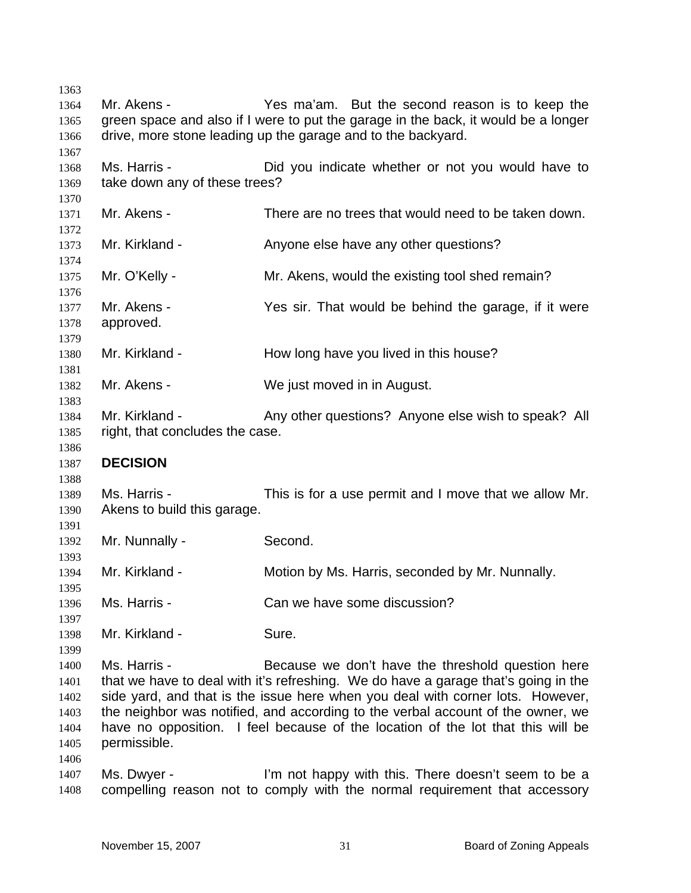Mr. Akens - Yes ma'am. But the second reason is to keep the green space and also if I were to put the garage in the back, it would be a longer drive, more stone leading up the garage and to the backyard.

Ms. Harris - Did you indicate whether or not you would have to take down any of these trees?

Mr. Akens - There are no trees that would need to be taken down.

Mr. Kirkland - Anyone else have any other questions?

Mr. O'Kelly - Mr. Akens, would the existing tool shed remain?

Mr. Akens - Yes sir. That would be behind the garage, if it were approved.

Mr. Kirkland - How long have you lived in this house?

Mr. Akens - We just moved in in August.

Mr. Kirkland - Any other questions? Anyone else wish to speak? All right, that concludes the case.

**DECISION**

Ms. Harris - This is for a use permit and I move that we allow Mr. Akens to build this garage.

Mr. Nunnally - Second.

Mr. Kirkland - Motion by Ms. Harris, seconded by Mr. Nunnally.

Ms. Harris - Can we have some discussion?

Mr. Kirkland - Sure.

Ms. Harris - Because we don't have the threshold question here that we have to deal with it's refreshing. We do have a garage that's going in the side yard, and that is the issue here when you deal with corner lots. However, the neighbor was notified, and according to the verbal account of the owner, we have no opposition. I feel because of the location of the lot that this will be permissible.

Ms. Dwyer - I'm not happy with this. There doesn't seem to be a compelling reason not to comply with the normal requirement that accessory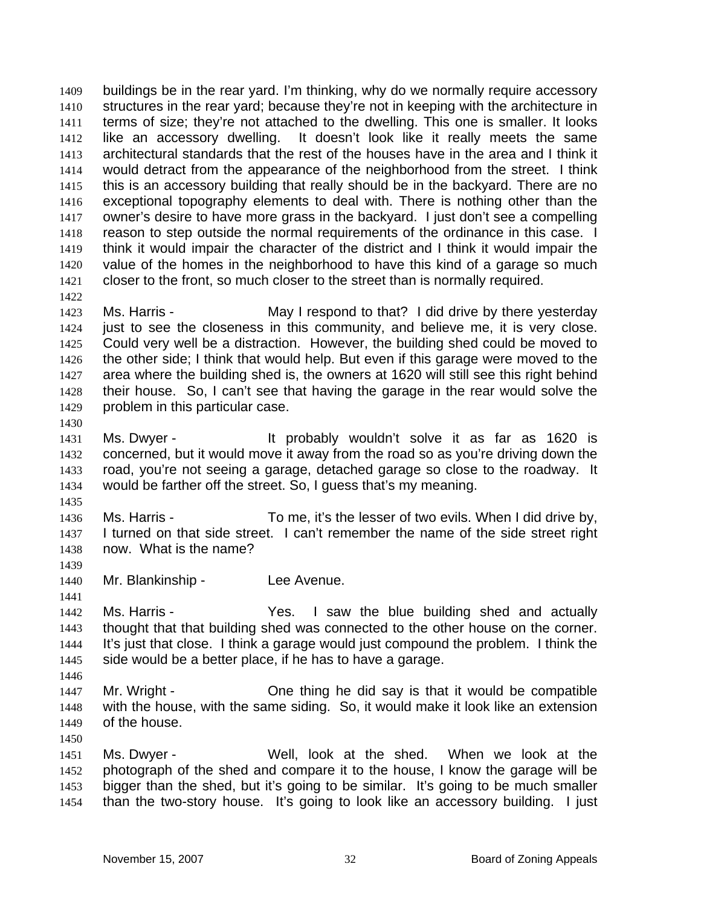buildings be in the rear yard. I'm thinking, why do we normally require accessory structures in the rear yard; because they're not in keeping with the architecture in terms of size; they're not attached to the dwelling. This one is smaller. It looks like an accessory dwelling. It doesn't look like it really meets the same architectural standards that the rest of the houses have in the area and I think it would detract from the appearance of the neighborhood from the street. I think this is an accessory building that really should be in the backyard. There are no exceptional topography elements to deal with. There is nothing other than the owner's desire to have more grass in the backyard. I just don't see a compelling reason to step outside the normal requirements of the ordinance in this case. I think it would impair the character of the district and I think it would impair the value of the homes in the neighborhood to have this kind of a garage so much closer to the front, so much closer to the street than is normally required.

Ms. Harris - May I respond to that? I did drive by there yesterday just to see the closeness in this community, and believe me, it is very close. Could very well be a distraction. However, the building shed could be moved to the other side; I think that would help. But even if this garage were moved to the area where the building shed is, the owners at 1620 will still see this right behind their house. So, I can't see that having the garage in the rear would solve the problem in this particular case.

Ms. Dwyer - It probably wouldn't solve it as far as 1620 is concerned, but it would move it away from the road so as you're driving down the road, you're not seeing a garage, detached garage so close to the roadway. It would be farther off the street. So, I guess that's my meaning.

Ms. Harris - To me, it's the lesser of two evils. When I did drive by, I turned on that side street. I can't remember the name of the side street right now. What is the name?

Mr. Blankinship - Lee Avenue.

Ms. Harris - Yes. I saw the blue building shed and actually thought that that building shed was connected to the other house on the corner. It's just that close. I think a garage would just compound the problem. I think the side would be a better place, if he has to have a garage.

Mr. Wright - One thing he did say is that it would be compatible with the house, with the same siding. So, it would make it look like an extension of the house.

Ms. Dwyer - Well, look at the shed. When we look at the photograph of the shed and compare it to the house, I know the garage will be bigger than the shed, but it's going to be similar. It's going to be much smaller than the two-story house. It's going to look like an accessory building. I just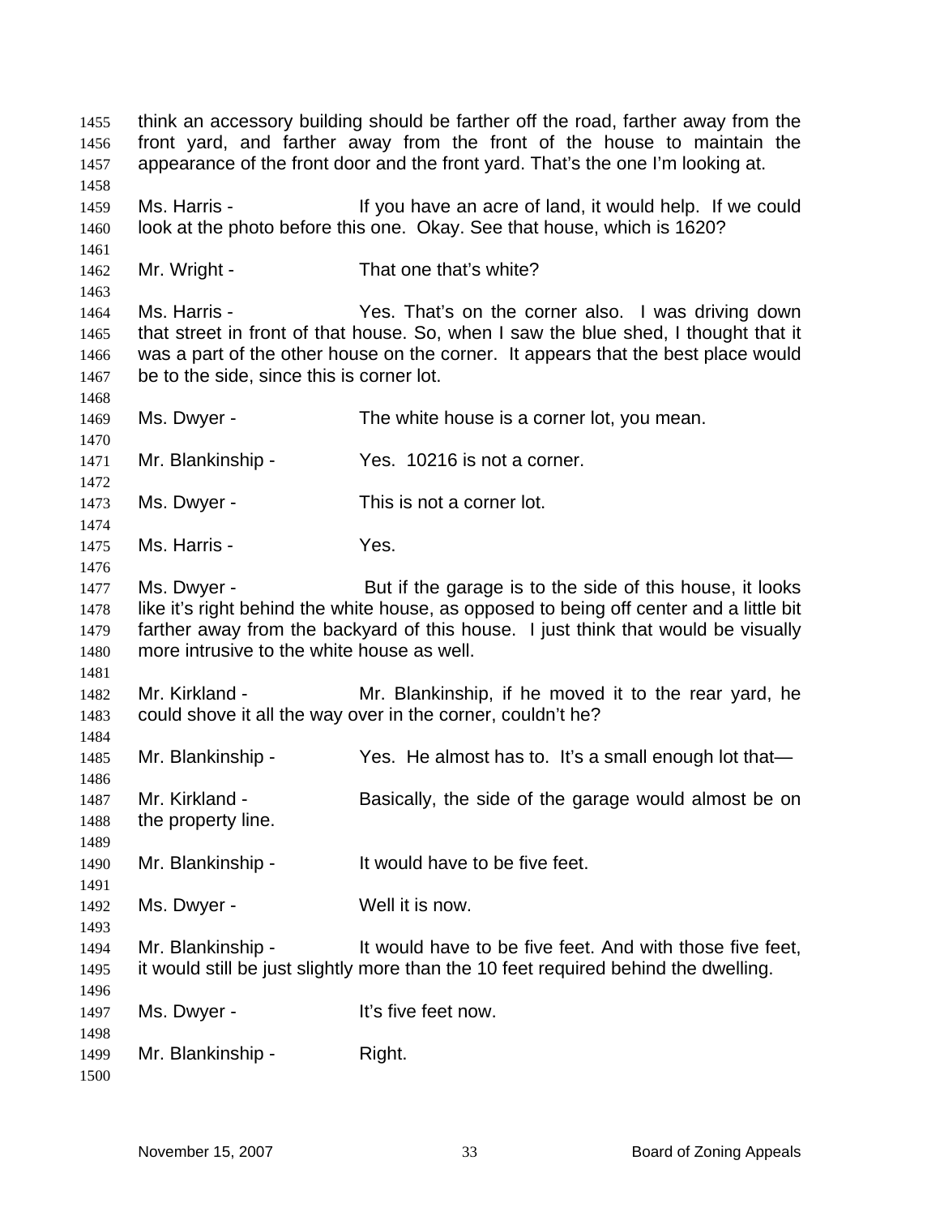think an accessory building should be farther off the road, farther away from the front yard, and farther away from the front of the house to maintain the appearance of the front door and the front yard. That's the one I'm looking at.

Ms. Harris - If you have an acre of land, it would help. If we could look at the photo before this one. Okay. See that house, which is 1620?

Mr. Wright - That one that's white?

Ms. Harris - Yes. That's on the corner also. I was driving down that street in front of that house. So, when I saw the blue shed, I thought that it was a part of the other house on the corner. It appears that the best place would be to the side, since this is corner lot.

Ms. Dwyer - The white house is a corner lot, you mean.

Mr. Blankinship - Yes. 10216 is not a corner.

Ms. Dwyer - This is not a corner lot.

Ms. Harris - Yes.

Ms. Dwyer - But if the garage is to the side of this house, it looks like it's right behind the white house, as opposed to being off center and a little bit farther away from the backyard of this house. I just think that would be visually more intrusive to the white house as well.

Mr. Kirkland - Mr. Blankinship, if he moved it to the rear yard, he could shove it all the way over in the corner, couldn't he?

Mr. Blankinship - Yes. He almost has to. It's a small enough lot that—

Mr. Kirkland - Basically, the side of the garage would almost be on the property line.

Mr. Blankinship - It would have to be five feet.

Ms. Dwyer - Well it is now.

Mr. Blankinship - It would have to be five feet. And with those five feet, it would still be just slightly more than the 10 feet required behind the dwelling.

Ms. Dwyer - It's five feet now.

Mr. Blankinship - Right.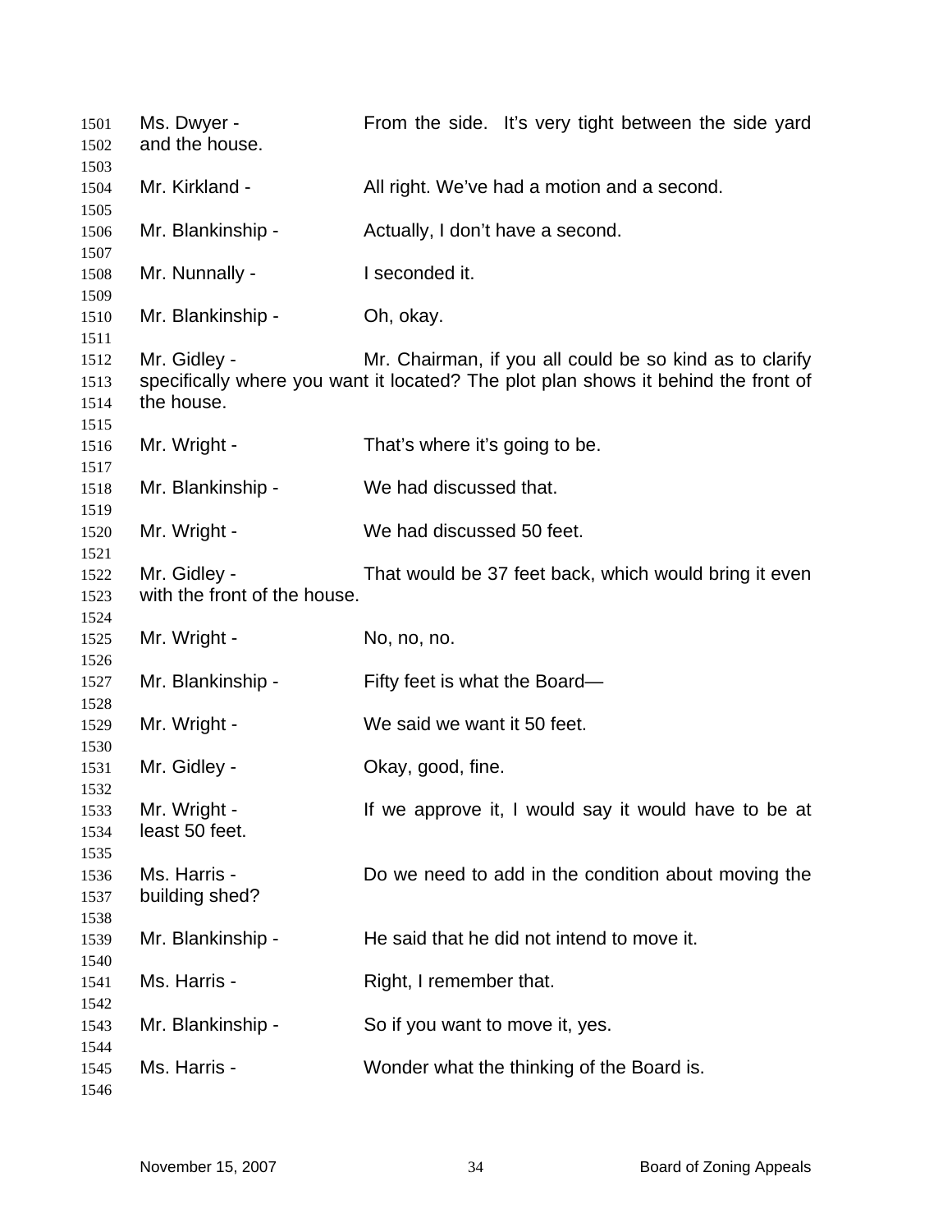Ms. Dwyer - From the side. It's very tight between the side yard and the house.

Mr. Kirkland - All right. We've had a motion and a second.

Mr. Blankinship - Actually, I don't have a second.

Mr. Nunnally - I seconded it.

Mr. Blankinship - Oh, okay.

Mr. Gidley - Mr. Chairman, if you all could be so kind as to clarify specifically where you want it located? The plot plan shows it behind the front of the house.

Mr. Wright - That's where it's going to be.

Mr. Blankinship - We had discussed that.

Mr. Wright - We had discussed 50 feet.

Mr. Gidley - That would be 37 feet back, which would bring it even with the front of the house.

Mr. Wright - No, no, no.

Mr. Blankinship - Fifty feet is what the Board—

Mr. Wright - We said we want it 50 feet.

Mr. Gidley - Okay, good, fine.

Mr. Wright - If we approve it, I would say it would have to be at least 50 feet.

Ms. Harris - Do we need to add in the condition about moving the building shed?

Mr. Blankinship - He said that he did not intend to move it.

Ms. Harris - Right, I remember that.

Mr. Blankinship - So if you want to move it, yes.

Ms. Harris - Wonder what the thinking of the Board is.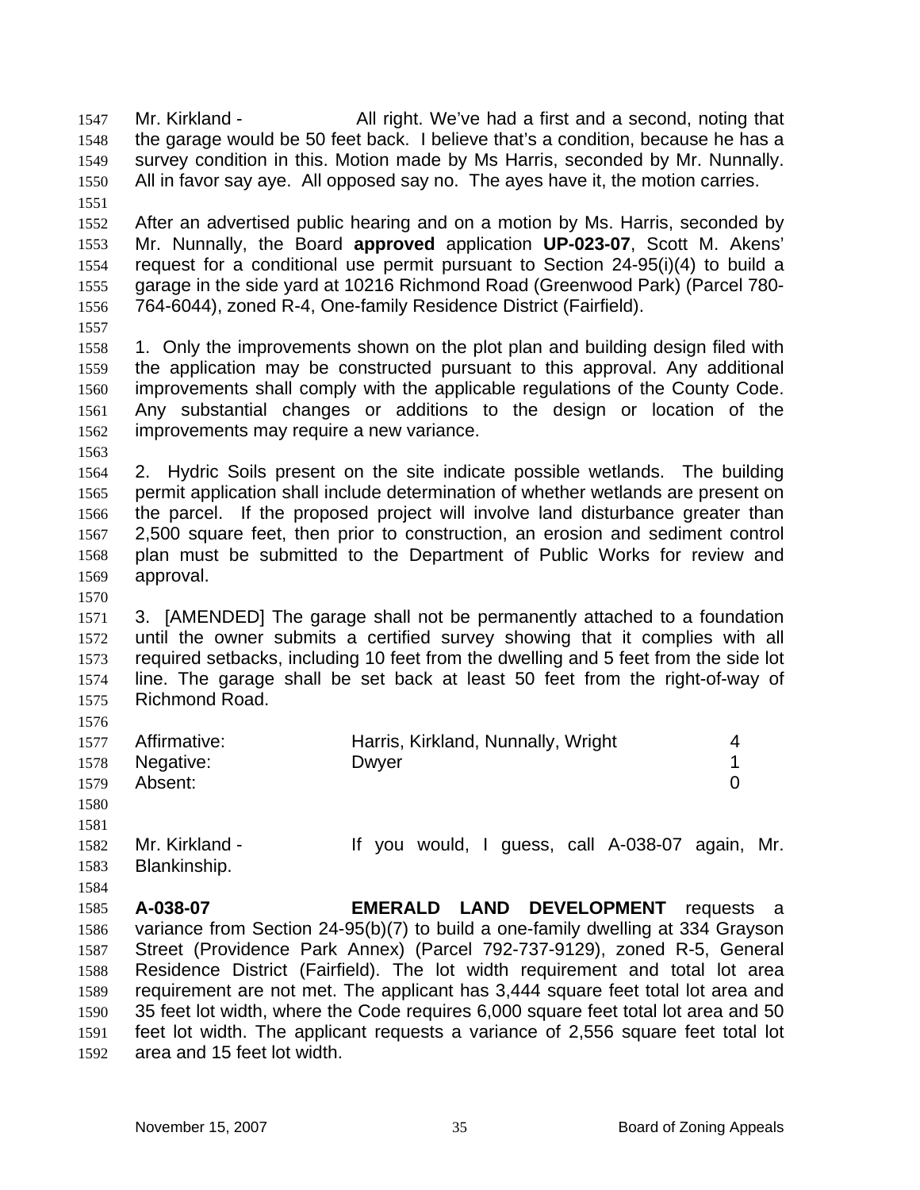Mr. Kirkland - All right. We've had a first and a second, noting that the garage would be 50 feet back. I believe that's a condition, because he has a survey condition in this. Motion made by Ms Harris, seconded by Mr. Nunnally. All in favor say aye. All opposed say no. The ayes have it, the motion carries.

After an advertised public hearing and on a motion by Ms. Harris, seconded by Mr. Nunnally, the Board **approved** application **UP-023-07**, Scott M. Akens' request for a conditional use permit pursuant to Section 24-95(i)(4) to build a garage in the side yard at 10216 Richmond Road (Greenwood Park) (Parcel 780-764-6044), zoned R-4, One-family Residence District (Fairfield).

1. Only the improvements shown on the plot plan and building design filed with the application may be constructed pursuant to this approval. Any additional improvements shall comply with the applicable regulations of the County Code. Any substantial changes or additions to the design or location of the improvements may require a new variance.

2. Hydric Soils present on the site indicate possible wetlands. The building permit application shall include determination of whether wetlands are present on the parcel. If the proposed project will involve land disturbance greater than 2,500 square feet, then prior to construction, an erosion and sediment control plan must be submitted to the Department of Public Works for review and approval.

3. [AMENDED] The garage shall not be permanently attached to a foundation until the owner submits a certified survey showing that it complies with all required setbacks, including 10 feet from the dwelling and 5 feet from the side lot line. The garage shall be set back at least 50 feet from the right-of-way of Richmond Road.

| | | |
|---|---|---|
| Affirmative: | Harris, Kirkland, Nunnally, Wright | 4 |
| Negative: | Dwyer | 1 |
| Absent: | | 0 |

Mr. Kirkland - If you would, I guess, call A-038-07 again, Mr. Blankinship.

**A-038-07** **EMERALD LAND DEVELOPMENT** requests a variance from Section 24-95(b)(7) to build a one-family dwelling at 334 Grayson Street (Providence Park Annex) (Parcel 792-737-9129), zoned R-5, General Residence District (Fairfield). The lot width requirement and total lot area requirement are not met. The applicant has 3,444 square feet total lot area and 35 feet lot width, where the Code requires 6,000 square feet total lot area and 50 feet lot width. The applicant requests a variance of 2,556 square feet total lot area and 15 feet lot width.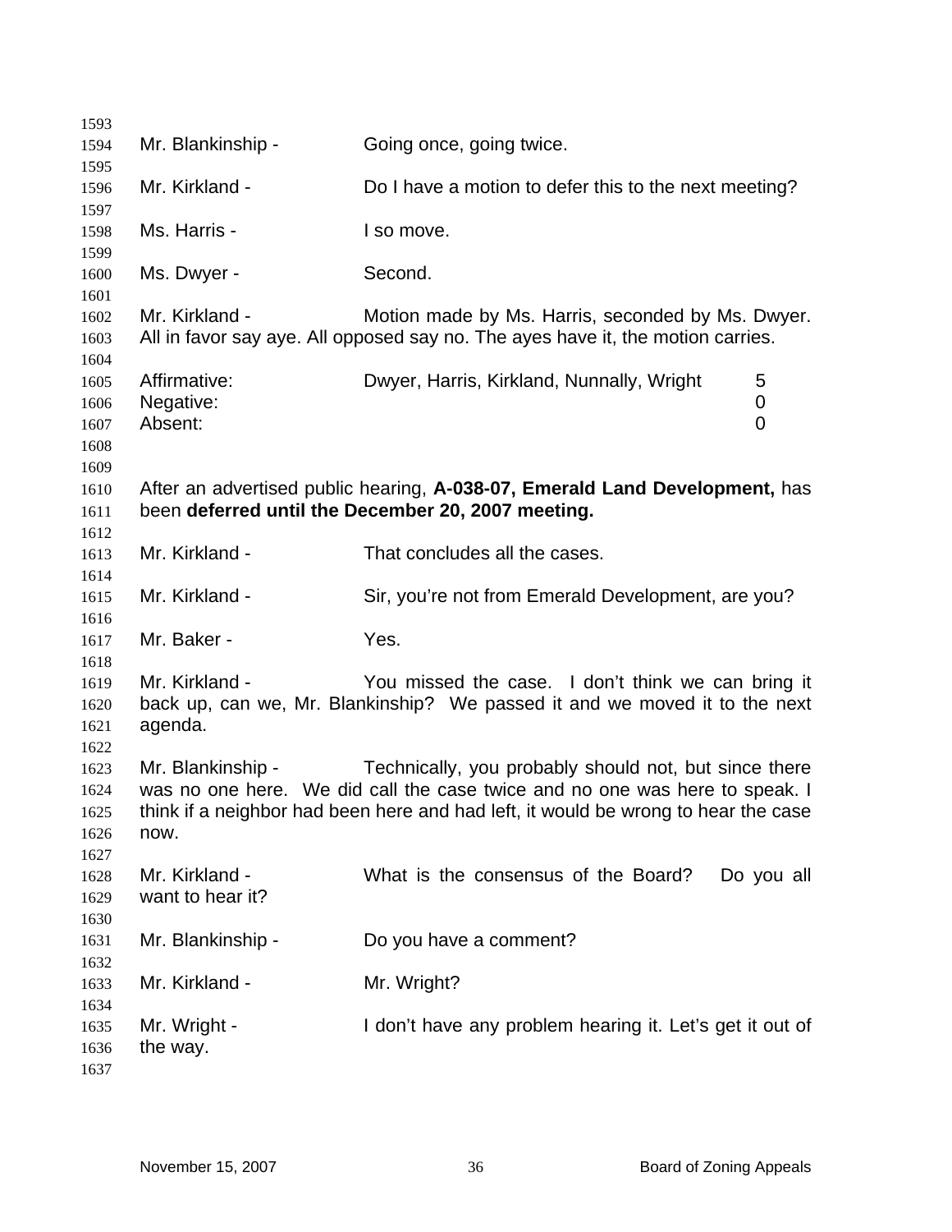Mr. Blankinship - Going once, going twice.

Mr. Kirkland - Do I have a motion to defer this to the next meeting?

Ms. Harris - I so move.

Ms. Dwyer - Second.

Mr. Kirkland - Motion made by Ms. Harris, seconded by Ms. Dwyer. All in favor say aye. All opposed say no. The ayes have it, the motion carries.

| | | |
|---|---|---|
| Affirmative: | Dwyer, Harris, Kirkland, Nunnally, Wright | 5 |
| Negative: | | 0 |
| Absent: | | 0 |

After an advertised public hearing, **A-038-07, Emerald Land Development,** has been **deferred until the December 20, 2007 meeting.**

Mr. Kirkland - That concludes all the cases.

Mr. Kirkland - Sir, you're not from Emerald Development, are you?

Mr. Baker - Yes.

Mr. Kirkland - You missed the case. I don't think we can bring it back up, can we, Mr. Blankinship? We passed it and we moved it to the next agenda.

Mr. Blankinship - Technically, you probably should not, but since there was no one here. We did call the case twice and no one was here to speak. I think if a neighbor had been here and had left, it would be wrong to hear the case now.

Mr. Kirkland - What is the consensus of the Board? Do you all want to hear it?

Mr. Blankinship - Do you have a comment?

Mr. Kirkland - Mr. Wright?

Mr. Wright - I don't have any problem hearing it. Let's get it out of the way.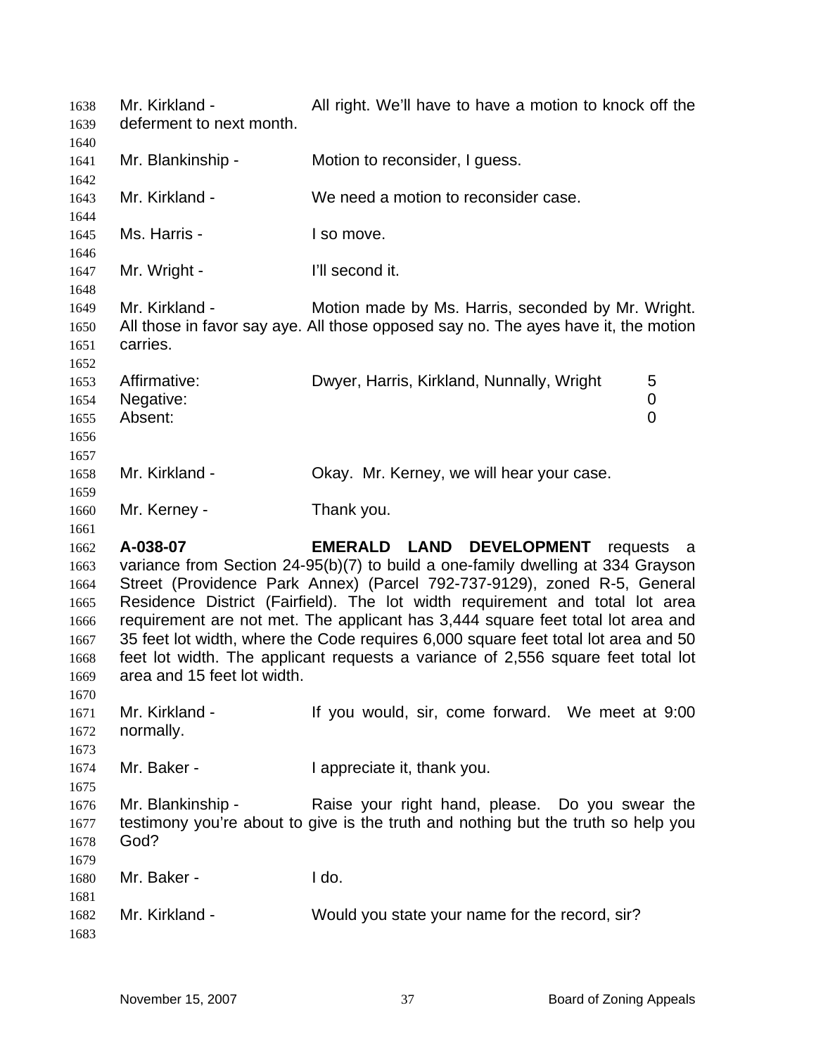Mr. Kirkland - All right. We'll have to have a motion to knock off the deferment to next month.

Mr. Blankinship - Motion to reconsider, I guess.

Mr. Kirkland - We need a motion to reconsider case.

Ms. Harris - I so move.

Mr. Wright - I'll second it.

Mr. Kirkland - Motion made by Ms. Harris, seconded by Mr. Wright. All those in favor say aye. All those opposed say no. The ayes have it, the motion carries.

| | | |
|---|---|---|
| Affirmative: | Dwyer, Harris, Kirkland, Nunnally, Wright | 5 |
| Negative: | | 0 |
| Absent: | | 0 |

Mr. Kirkland - Okay. Mr. Kerney, we will hear your case.

Mr. Kerney - Thank you.

**A-038-07** **EMERALD LAND DEVELOPMENT** requests a variance from Section 24-95(b)(7) to build a one-family dwelling at 334 Grayson Street (Providence Park Annex) (Parcel 792-737-9129), zoned R-5, General Residence District (Fairfield). The lot width requirement and total lot area requirement are not met. The applicant has 3,444 square feet total lot area and 35 feet lot width, where the Code requires 6,000 square feet total lot area and 50 feet lot width. The applicant requests a variance of 2,556 square feet total lot area and 15 feet lot width.

Mr. Kirkland - If you would, sir, come forward. We meet at 9:00 normally.

Mr. Baker - I appreciate it, thank you.

Mr. Blankinship - Raise your right hand, please. Do you swear the testimony you're about to give is the truth and nothing but the truth so help you God?

Mr. Baker - I do.

Mr. Kirkland - Would you state your name for the record, sir?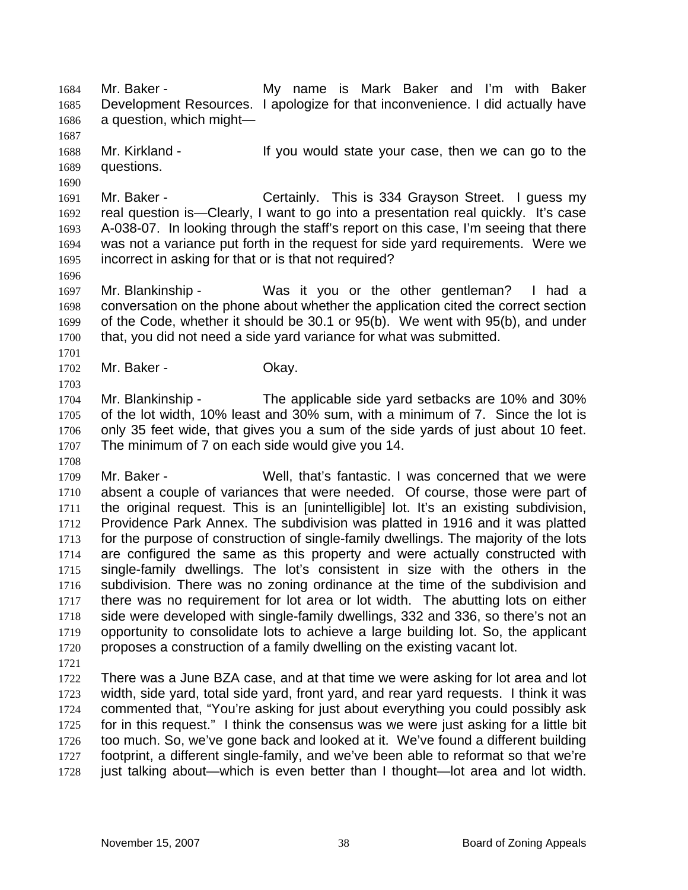Mr. Baker - My name is Mark Baker and I'm with Baker Development Resources. I apologize for that inconvenience. I did actually have a question, which might—

Mr. Kirkland - If you would state your case, then we can go to the questions.

Mr. Baker - Certainly. This is 334 Grayson Street. I guess my real question is—Clearly, I want to go into a presentation real quickly. It's case A-038-07. In looking through the staff's report on this case, I'm seeing that there was not a variance put forth in the request for side yard requirements. Were we incorrect in asking for that or is that not required?

Mr. Blankinship - Was it you or the other gentleman? I had a conversation on the phone about whether the application cited the correct section of the Code, whether it should be 30.1 or 95(b). We went with 95(b), and under that, you did not need a side yard variance for what was submitted.

Mr. Baker - Okay.

Mr. Blankinship - The applicable side yard setbacks are 10% and 30% of the lot width, 10% least and 30% sum, with a minimum of 7. Since the lot is only 35 feet wide, that gives you a sum of the side yards of just about 10 feet. The minimum of 7 on each side would give you 14.

Mr. Baker - Well, that's fantastic. I was concerned that we were absent a couple of variances that were needed. Of course, those were part of the original request. This is an [unintelligible] lot. It's an existing subdivision, Providence Park Annex. The subdivision was platted in 1916 and it was platted for the purpose of construction of single-family dwellings. The majority of the lots are configured the same as this property and were actually constructed with single-family dwellings. The lot's consistent in size with the others in the subdivision. There was no zoning ordinance at the time of the subdivision and there was no requirement for lot area or lot width. The abutting lots on either side were developed with single-family dwellings, 332 and 336, so there's not an opportunity to consolidate lots to achieve a large building lot. So, the applicant proposes a construction of a family dwelling on the existing vacant lot.

There was a June BZA case, and at that time we were asking for lot area and lot width, side yard, total side yard, front yard, and rear yard requests. I think it was commented that, "You're asking for just about everything you could possibly ask for in this request." I think the consensus was we were just asking for a little bit too much. So, we've gone back and looked at it. We've found a different building footprint, a different single-family, and we've been able to reformat so that we're just talking about—which is even better than I thought—lot area and lot width.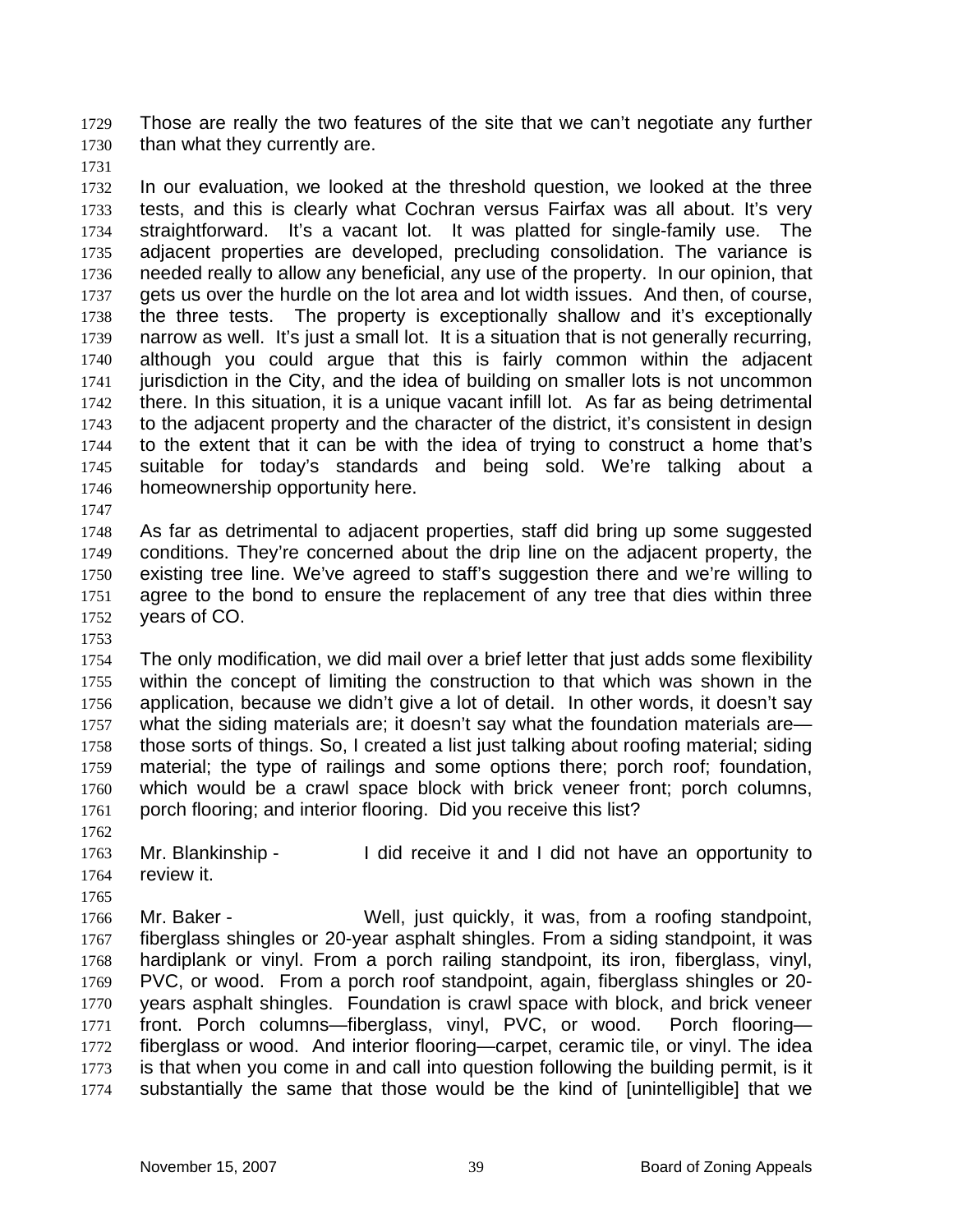Those are really the two features of the site that we can't negotiate any further than what they currently are.

In our evaluation, we looked at the threshold question, we looked at the three tests, and this is clearly what Cochran versus Fairfax was all about. It's very straightforward. It's a vacant lot. It was platted for single-family use. The adjacent properties are developed, precluding consolidation. The variance is needed really to allow any beneficial, any use of the property. In our opinion, that gets us over the hurdle on the lot area and lot width issues. And then, of course, the three tests. The property is exceptionally shallow and it's exceptionally narrow as well. It's just a small lot. It is a situation that is not generally recurring, although you could argue that this is fairly common within the adjacent jurisdiction in the City, and the idea of building on smaller lots is not uncommon there. In this situation, it is a unique vacant infill lot. As far as being detrimental to the adjacent property and the character of the district, it's consistent in design to the extent that it can be with the idea of trying to construct a home that's suitable for today's standards and being sold. We're talking about a homeownership opportunity here.

As far as detrimental to adjacent properties, staff did bring up some suggested conditions. They're concerned about the drip line on the adjacent property, the existing tree line. We've agreed to staff's suggestion there and we're willing to agree to the bond to ensure the replacement of any tree that dies within three years of CO.

The only modification, we did mail over a brief letter that just adds some flexibility within the concept of limiting the construction to that which was shown in the application, because we didn't give a lot of detail. In other words, it doesn't say what the siding materials are; it doesn't say what the foundation materials are—those sorts of things. So, I created a list just talking about roofing material; siding material; the type of railings and some options there; porch roof; foundation, which would be a crawl space block with brick veneer front; porch columns, porch flooring; and interior flooring. Did you receive this list?

Mr. Blankinship - I did receive it and I did not have an opportunity to review it.

Mr. Baker - Well, just quickly, it was, from a roofing standpoint, fiberglass shingles or 20-year asphalt shingles. From a siding standpoint, it was hardiplank or vinyl. From a porch railing standpoint, its iron, fiberglass, vinyl, PVC, or wood. From a porch roof standpoint, again, fiberglass shingles or 20-years asphalt shingles. Foundation is crawl space with block, and brick veneer front. Porch columns—fiberglass, vinyl, PVC, or wood. Porch flooring—fiberglass or wood. And interior flooring—carpet, ceramic tile, or vinyl. The idea is that when you come in and call into question following the building permit, is it substantially the same that those would be the kind of [unintelligible] that we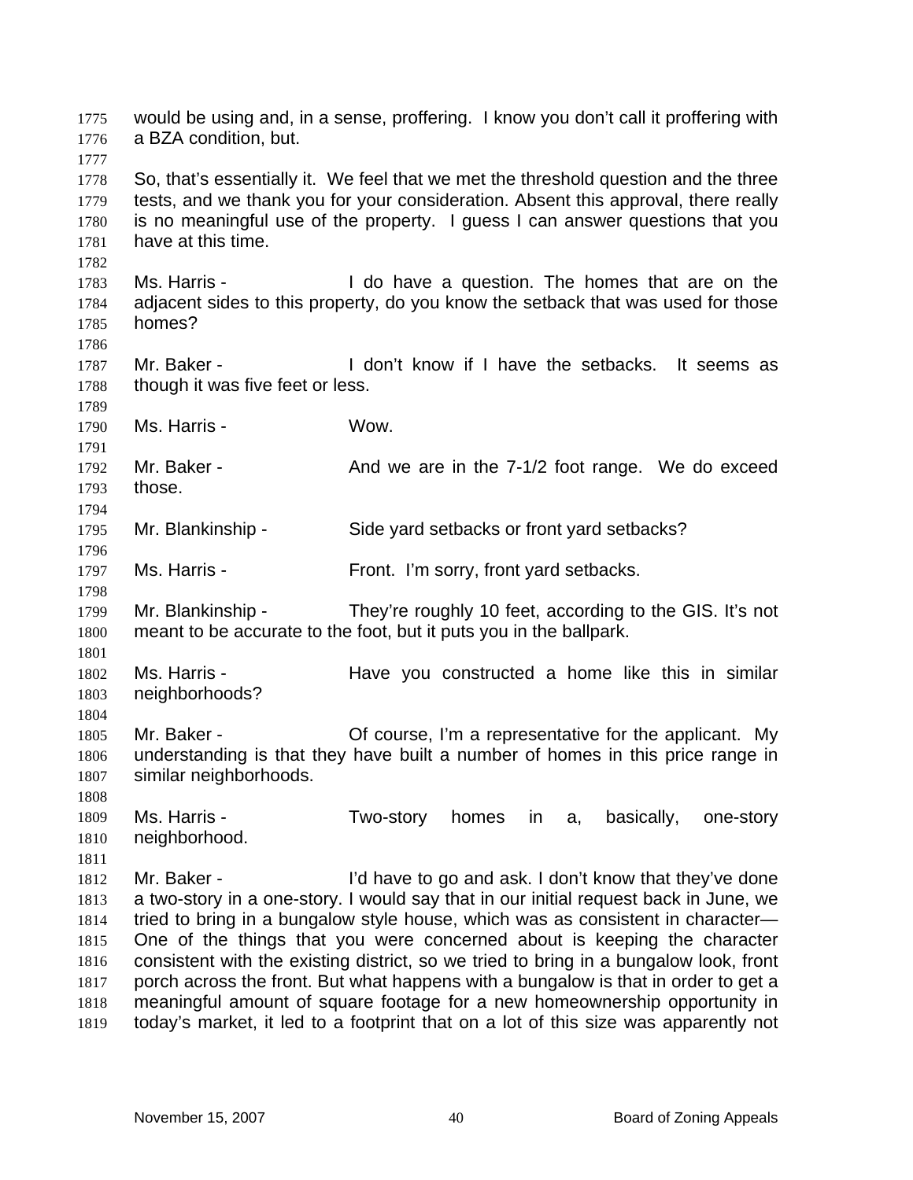would be using and, in a sense, proffering. I know you don't call it proffering with a BZA condition, but.

So, that's essentially it. We feel that we met the threshold question and the three tests, and we thank you for your consideration. Absent this approval, there really is no meaningful use of the property. I guess I can answer questions that you have at this time.

Ms. Harris - I do have a question. The homes that are on the adjacent sides to this property, do you know the setback that was used for those homes?

Mr. Baker - I don't know if I have the setbacks. It seems as though it was five feet or less.

Ms. Harris - Wow.

Mr. Baker - And we are in the 7-1/2 foot range. We do exceed those.

Mr. Blankinship - Side yard setbacks or front yard setbacks?

Ms. Harris - Front. I'm sorry, front yard setbacks.

Mr. Blankinship - They're roughly 10 feet, according to the GIS. It's not meant to be accurate to the foot, but it puts you in the ballpark.

Ms. Harris - Have you constructed a home like this in similar neighborhoods?

Mr. Baker - Of course, I'm a representative for the applicant. My understanding is that they have built a number of homes in this price range in similar neighborhoods.

Ms. Harris - Two-story homes in a, basically, one-story neighborhood.

Mr. Baker - I'd have to go and ask. I don't know that they've done a two-story in a one-story. I would say that in our initial request back in June, we tried to bring in a bungalow style house, which was as consistent in character— One of the things that you were concerned about is keeping the character consistent with the existing district, so we tried to bring in a bungalow look, front porch across the front. But what happens with a bungalow is that in order to get a meaningful amount of square footage for a new homeownership opportunity in today's market, it led to a footprint that on a lot of this size was apparently not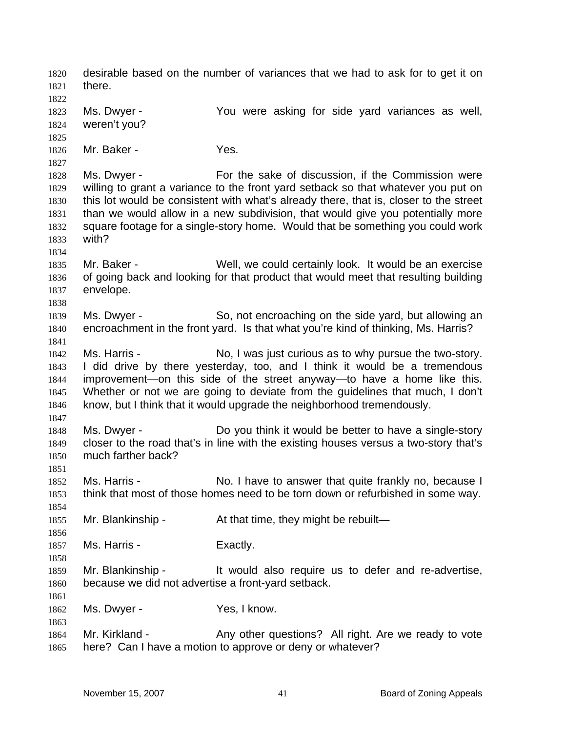desirable based on the number of variances that we had to ask for to get it on there.

Ms. Dwyer - You were asking for side yard variances as well, weren't you?

Mr. Baker - Yes.

Ms. Dwyer - For the sake of discussion, if the Commission were willing to grant a variance to the front yard setback so that whatever you put on this lot would be consistent with what's already there, that is, closer to the street than we would allow in a new subdivision, that would give you potentially more square footage for a single-story home. Would that be something you could work with?

Mr. Baker - Well, we could certainly look. It would be an exercise of going back and looking for that product that would meet that resulting building envelope.

Ms. Dwyer - So, not encroaching on the side yard, but allowing an encroachment in the front yard. Is that what you're kind of thinking, Ms. Harris?

Ms. Harris - No, I was just curious as to why pursue the two-story. I did drive by there yesterday, too, and I think it would be a tremendous improvement—on this side of the street anyway—to have a home like this. Whether or not we are going to deviate from the guidelines that much, I don't know, but I think that it would upgrade the neighborhood tremendously.

Ms. Dwyer - Do you think it would be better to have a single-story closer to the road that's in line with the existing houses versus a two-story that's much farther back?

Ms. Harris - No. I have to answer that quite frankly no, because I think that most of those homes need to be torn down or refurbished in some way.

Mr. Blankinship - At that time, they might be rebuilt—

Ms. Harris - Exactly.

Mr. Blankinship - It would also require us to defer and re-advertise, because we did not advertise a front-yard setback.

Ms. Dwyer - Yes, I know.

Mr. Kirkland - Any other questions? All right. Are we ready to vote here? Can I have a motion to approve or deny or whatever?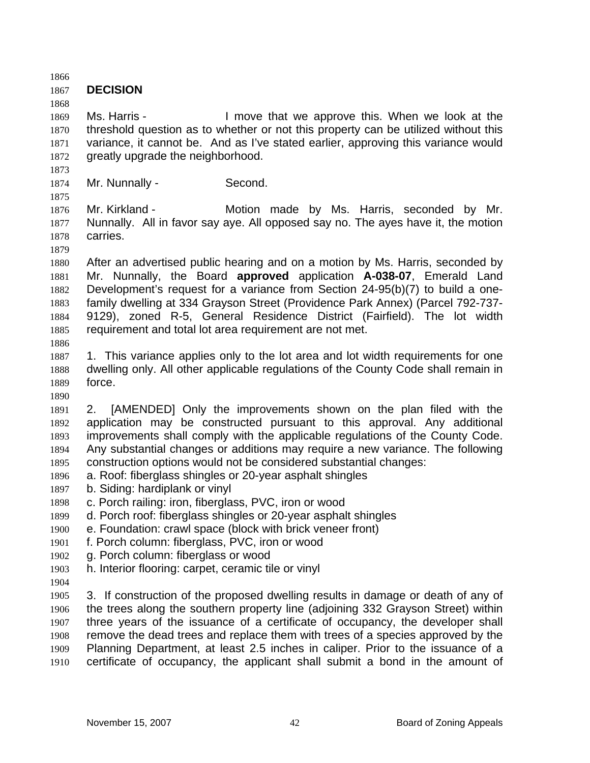## DECISION

Ms. Harris - I move that we approve this. When we look at the threshold question as to whether or not this property can be utilized without this variance, it cannot be. And as I've stated earlier, approving this variance would greatly upgrade the neighborhood.

Mr. Nunnally - Second.

Mr. Kirkland - Motion made by Ms. Harris, seconded by Mr. Nunnally. All in favor say aye. All opposed say no. The ayes have it, the motion carries.

After an advertised public hearing and on a motion by Ms. Harris, seconded by Mr. Nunnally, the Board **approved** application **A-038-07**, Emerald Land Development's request for a variance from Section 24-95(b)(7) to build a one-family dwelling at 334 Grayson Street (Providence Park Annex) (Parcel 792-737-9129), zoned R-5, General Residence District (Fairfield). The lot width requirement and total lot area requirement are not met.

1. This variance applies only to the lot area and lot width requirements for one dwelling only. All other applicable regulations of the County Code shall remain in force.

2. [AMENDED] Only the improvements shown on the plan filed with the application may be constructed pursuant to this approval. Any additional improvements shall comply with the applicable regulations of the County Code. Any substantial changes or additions may require a new variance. The following construction options would not be considered substantial changes:

a. Roof: fiberglass shingles or 20-year asphalt shingles
b. Siding: hardiplank or vinyl
c. Porch railing: iron, fiberglass, PVC, iron or wood
d. Porch roof: fiberglass shingles or 20-year asphalt shingles
e. Foundation: crawl space (block with brick veneer front)
f. Porch column: fiberglass, PVC, iron or wood
g. Porch column: fiberglass or wood
h. Interior flooring: carpet, ceramic tile or vinyl

3. If construction of the proposed dwelling results in damage or death of any of the trees along the southern property line (adjoining 332 Grayson Street) within three years of the issuance of a certificate of occupancy, the developer shall remove the dead trees and replace them with trees of a species approved by the Planning Department, at least 2.5 inches in caliper. Prior to the issuance of a certificate of occupancy, the applicant shall submit a bond in the amount of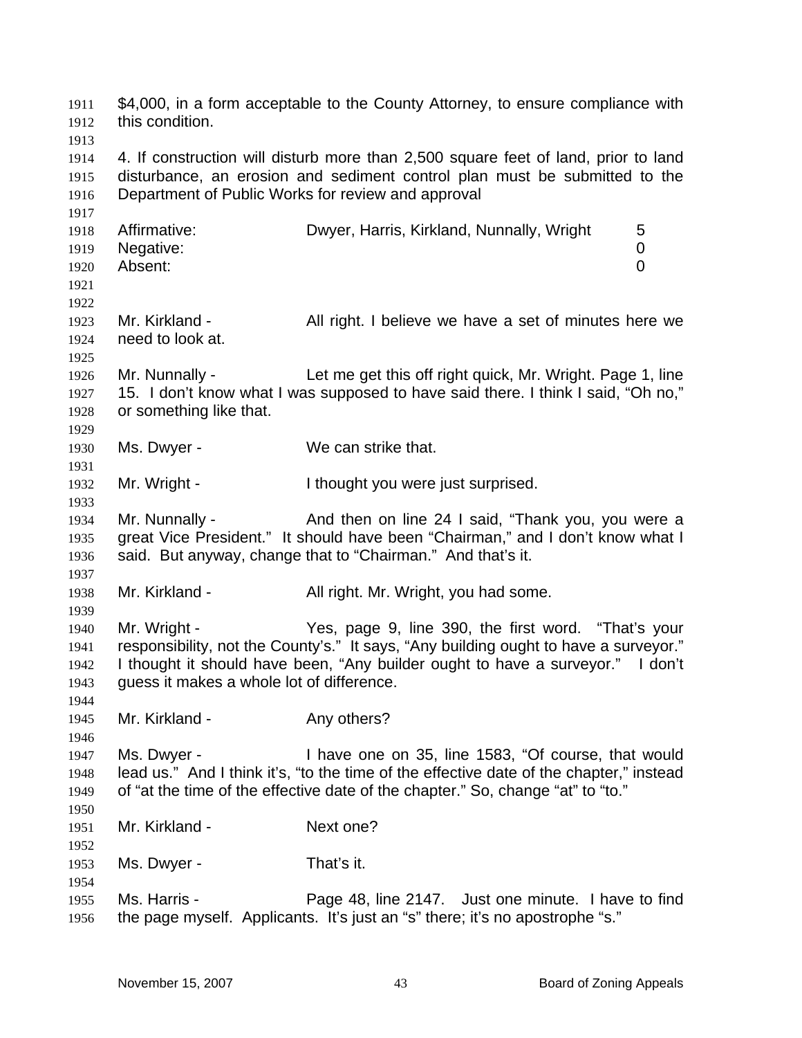$4,000, in a form acceptable to the County Attorney, to ensure compliance with this condition.

4. If construction will disturb more than 2,500 square feet of land, prior to land disturbance, an erosion and sediment control plan must be submitted to the Department of Public Works for review and approval

| | | |
|---|---|---|
| Affirmative: | Dwyer, Harris, Kirkland, Nunnally, Wright | 5 |
| Negative: | | 0 |
| Absent: | | 0 |

Mr. Kirkland - All right. I believe we have a set of minutes here we need to look at.

Mr. Nunnally - Let me get this off right quick, Mr. Wright. Page 1, line 15. I don't know what I was supposed to have said there. I think I said, "Oh no," or something like that.

Ms. Dwyer - We can strike that.

Mr. Wright - I thought you were just surprised.

Mr. Nunnally - And then on line 24 I said, "Thank you, you were a great Vice President." It should have been "Chairman," and I don't know what I said. But anyway, change that to "Chairman." And that's it.

Mr. Kirkland - All right. Mr. Wright, you had some.

Mr. Wright - Yes, page 9, line 390, the first word. "That's your responsibility, not the County's." It says, "Any building ought to have a surveyor." I thought it should have been, "Any builder ought to have a surveyor." I don't guess it makes a whole lot of difference.

Mr. Kirkland - Any others?

Ms. Dwyer - I have one on 35, line 1583, "Of course, that would lead us." And I think it's, "to the time of the effective date of the chapter," instead of "at the time of the effective date of the chapter." So, change "at" to "to."

Mr. Kirkland - Next one?

Ms. Dwyer - That's it.

Ms. Harris - Page 48, line 2147. Just one minute. I have to find the page myself. Applicants. It's just an "s" there; it's no apostrophe "s."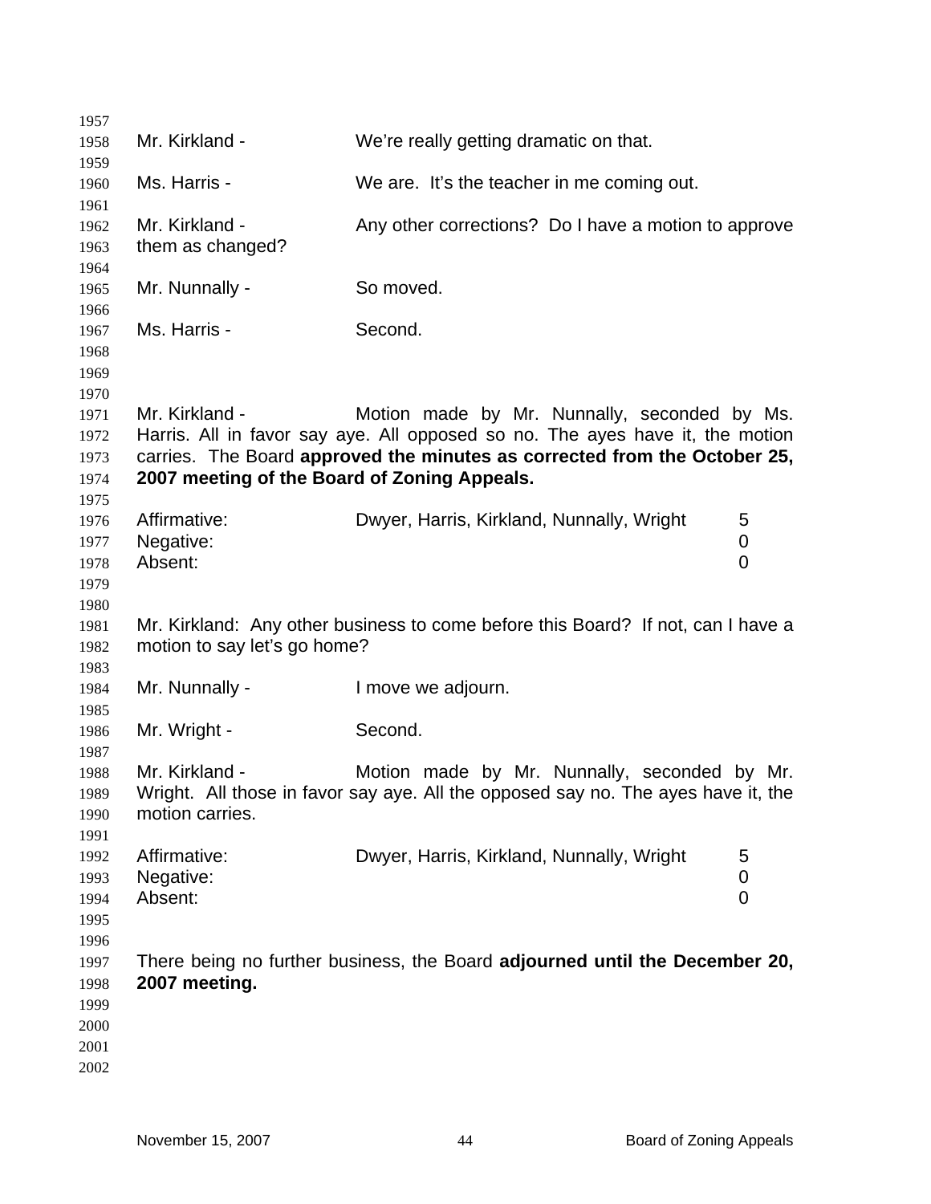Mr. Kirkland - We're really getting dramatic on that.

Ms. Harris - We are. It's the teacher in me coming out.

Mr. Kirkland - Any other corrections? Do I have a motion to approve them as changed?

Mr. Nunnally - So moved.

Ms. Harris - Second.

Mr. Kirkland - Motion made by Mr. Nunnally, seconded by Ms. Harris. All in favor say aye. All opposed so no. The ayes have it, the motion carries. The Board **approved the minutes as corrected from the October 25, 2007 meeting of the Board of Zoning Appeals.**

| | | |
|---|---|---|
| Affirmative: | Dwyer, Harris, Kirkland, Nunnally, Wright | 5 |
| Negative: | | 0 |
| Absent: | | 0 |

Mr. Kirkland: Any other business to come before this Board? If not, can I have a motion to say let's go home?

Mr. Nunnally - I move we adjourn.

Mr. Wright - Second.

Mr. Kirkland - Motion made by Mr. Nunnally, seconded by Mr. Wright. All those in favor say aye. All the opposed say no. The ayes have it, the motion carries.

| | | |
|---|---|---|
| Affirmative: | Dwyer, Harris, Kirkland, Nunnally, Wright | 5 |
| Negative: | | 0 |
| Absent: | | 0 |

There being no further business, the Board **adjourned until the December 20, 2007 meeting.**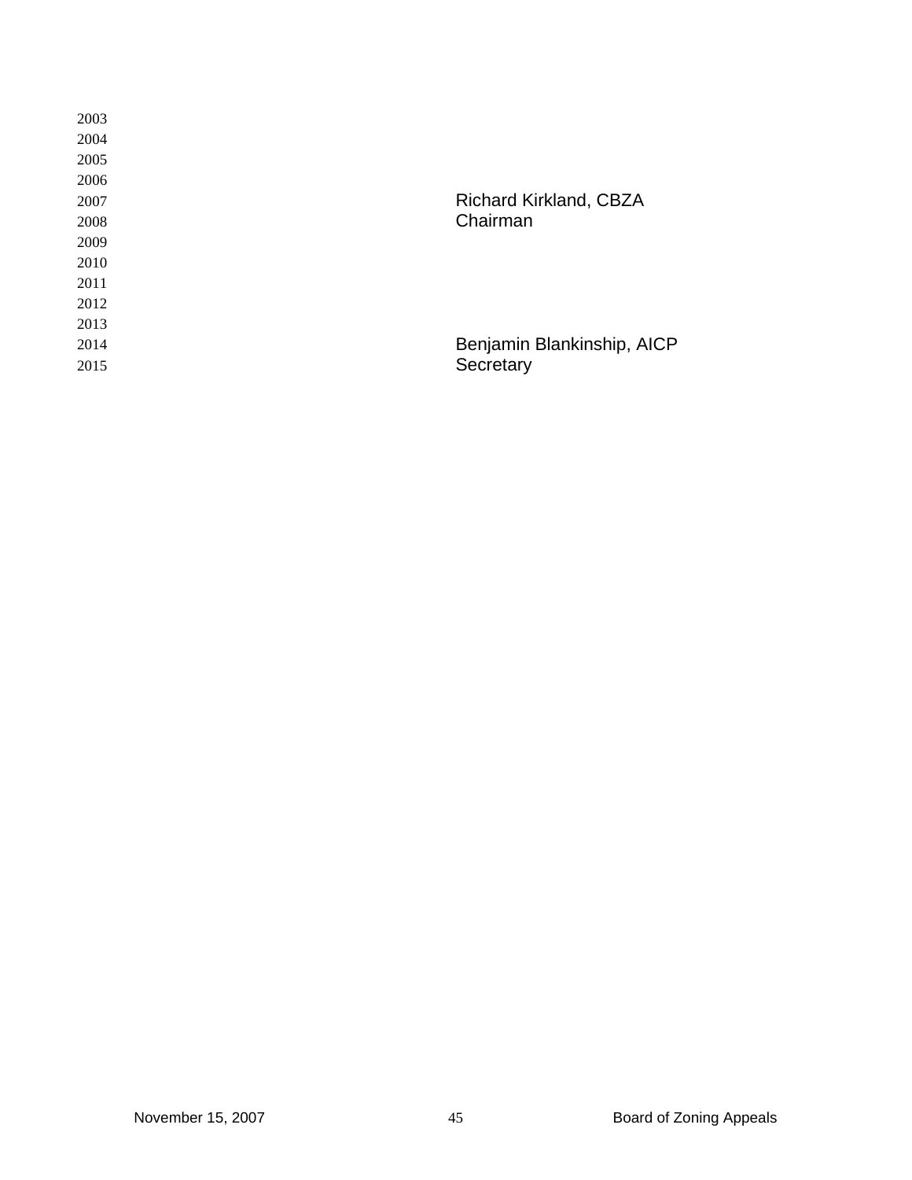Richard Kirkland, CBZA
Chairman

Benjamin Blankinship, AICP
Secretary